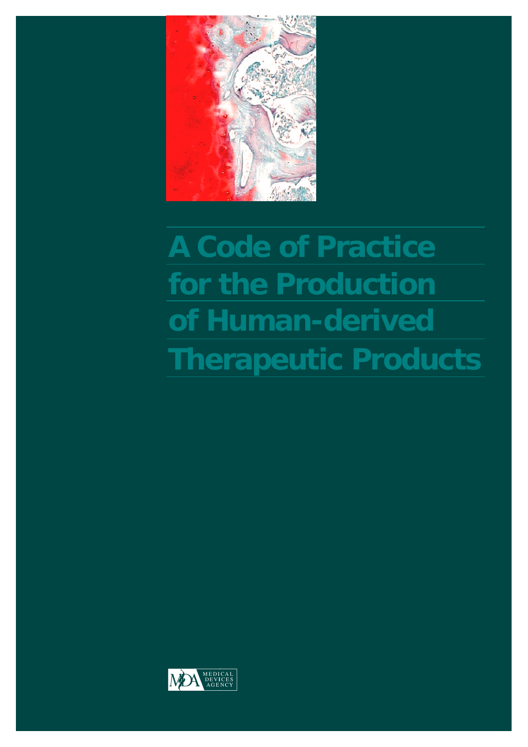# A Code of Practice for the Production of Human-derived Therapeutic Products

MEDICAL DEVICES AGENCY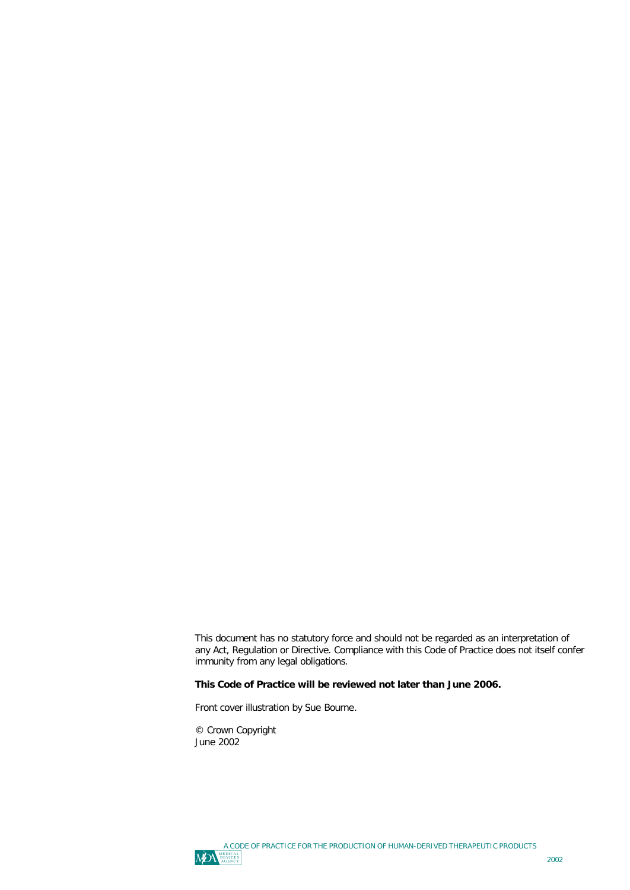This document has no statutory force and should not be regarded as an interpretation of any Act, Regulation or Directive. Compliance with this Code of Practice does not itself confer immunity from any legal obligations.

**This Code of Practice will be reviewed not later than June 2006.**

Front cover illustration by Sue Bourne.

© Crown Copyright
June 2002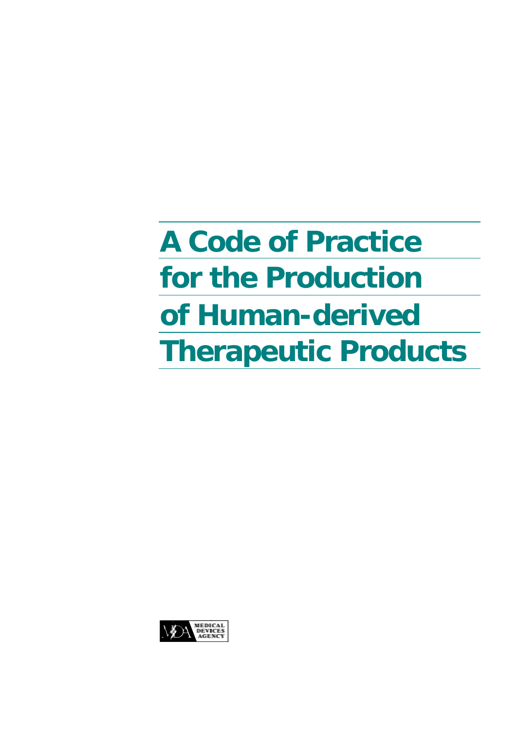# A Code of Practice for the Production of Human-derived Therapeutic Products

MEDICAL DEVICES AGENCY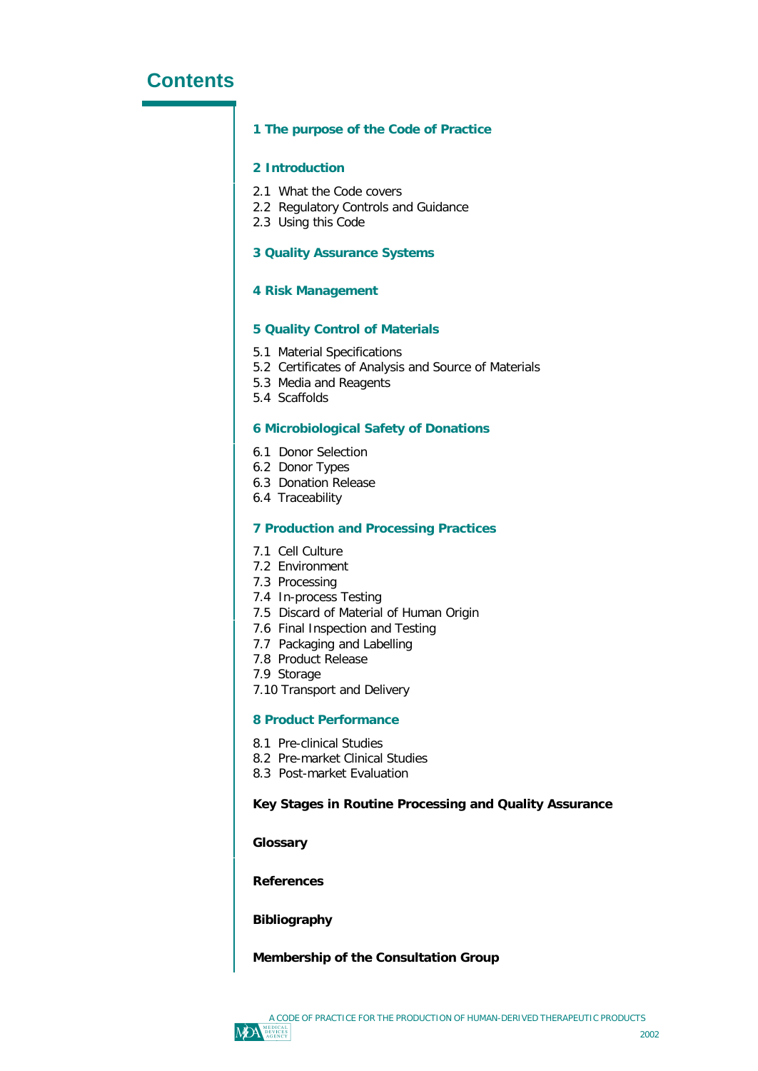# Contents

**1 The purpose of the Code of Practice**

**2 Introduction**

2.1 What the Code covers
2.2 Regulatory Controls and Guidance
2.3 Using this Code

**3 Quality Assurance Systems**

**4 Risk Management**

**5 Quality Control of Materials**

5.1 Material Specifications
5.2 Certificates of Analysis and Source of Materials
5.3 Media and Reagents
5.4 Scaffolds

**6 Microbiological Safety of Donations**

6.1 Donor Selection
6.2 Donor Types
6.3 Donation Release
6.4 Traceability

**7 Production and Processing Practices**

7.1 Cell Culture
7.2 Environment
7.3 Processing
7.4 In-process Testing
7.5 Discard of Material of Human Origin
7.6 Final Inspection and Testing
7.7 Packaging and Labelling
7.8 Product Release
7.9 Storage
7.10 Transport and Delivery

**8 Product Performance**

8.1 Pre-clinical Studies
8.2 Pre-market Clinical Studies
8.3 Post-market Evaluation

**Key Stages in Routine Processing and Quality Assurance**

**Glossary**

**References**

**Bibliography**

**Membership of the Consultation Group**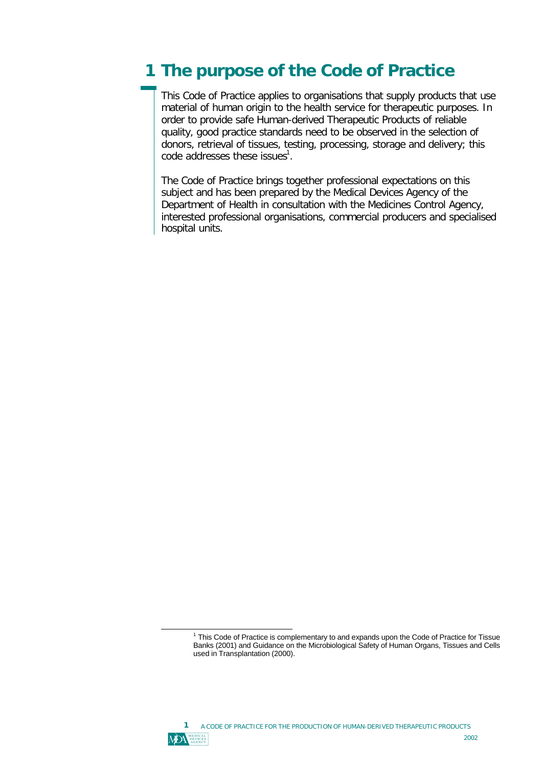# 1 The purpose of the Code of Practice

This Code of Practice applies to organisations that supply products that use material of human origin to the health service for therapeutic purposes. In order to provide safe Human-derived Therapeutic Products of reliable quality, good practice standards need to be observed in the selection of donors, retrieval of tissues, testing, processing, storage and delivery; this code addresses these issues[1].

The Code of Practice brings together professional expectations on this subject and has been prepared by the Medical Devices Agency of the Department of Health in consultation with the Medicines Control Agency, interested professional organisations, commercial producers and specialised hospital units.

---

[1] This Code of Practice is complementary to and expands upon the Code of Practice for Tissue Banks (2001) and Guidance on the Microbiological Safety of Human Organs, Tissues and Cells used in Transplantation (2000).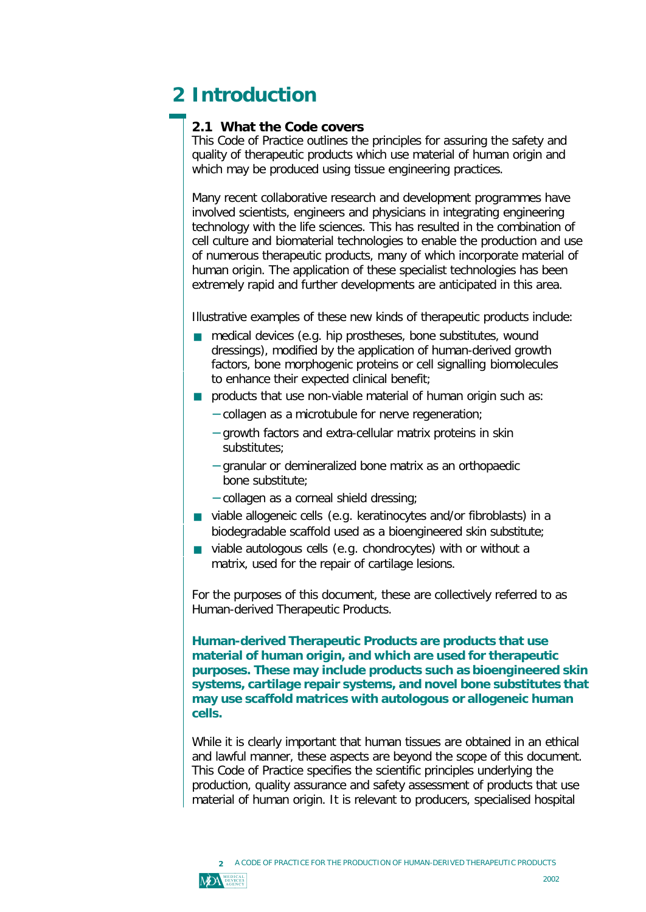# 2 Introduction

## 2.1 What the Code covers

This Code of Practice outlines the principles for assuring the safety and quality of therapeutic products which use material of human origin and which may be produced using tissue engineering practices.

Many recent collaborative research and development programmes have involved scientists, engineers and physicians in integrating engineering technology with the life sciences. This has resulted in the combination of cell culture and biomaterial technologies to enable the production and use of numerous therapeutic products, many of which incorporate material of human origin. The application of these specialist technologies has been extremely rapid and further developments are anticipated in this area.

Illustrative examples of these new kinds of therapeutic products include:

- medical devices (e.g. hip prostheses, bone substitutes, wound dressings), modified by the application of human-derived growth factors, bone morphogenic proteins or cell signalling biomolecules to enhance their expected clinical benefit;
- products that use non-viable material of human origin such as:
  - collagen as a microtubule for nerve regeneration;
  - growth factors and extra-cellular matrix proteins in skin substitutes;
  - granular or demineralized bone matrix as an orthopaedic bone substitute;
  - collagen as a corneal shield dressing;
- viable allogeneic cells (e.g. keratinocytes and/or fibroblasts) in a biodegradable scaffold used as a bioengineered skin substitute;
- viable autologous cells (e.g. chondrocytes) with or without a matrix, used for the repair of cartilage lesions.

For the purposes of this document, these are collectively referred to as Human-derived Therapeutic Products.

**Human-derived Therapeutic Products are products that use material of human origin, and which are used for therapeutic purposes. These may include products such as bioengineered skin systems, cartilage repair systems, and novel bone substitutes that may use scaffold matrices with autologous or allogeneic human cells.**

While it is clearly important that human tissues are obtained in an ethical and lawful manner, these aspects are beyond the scope of this document. This Code of Practice specifies the scientific principles underlying the production, quality assurance and safety assessment of products that use material of human origin. It is relevant to producers, specialised hospital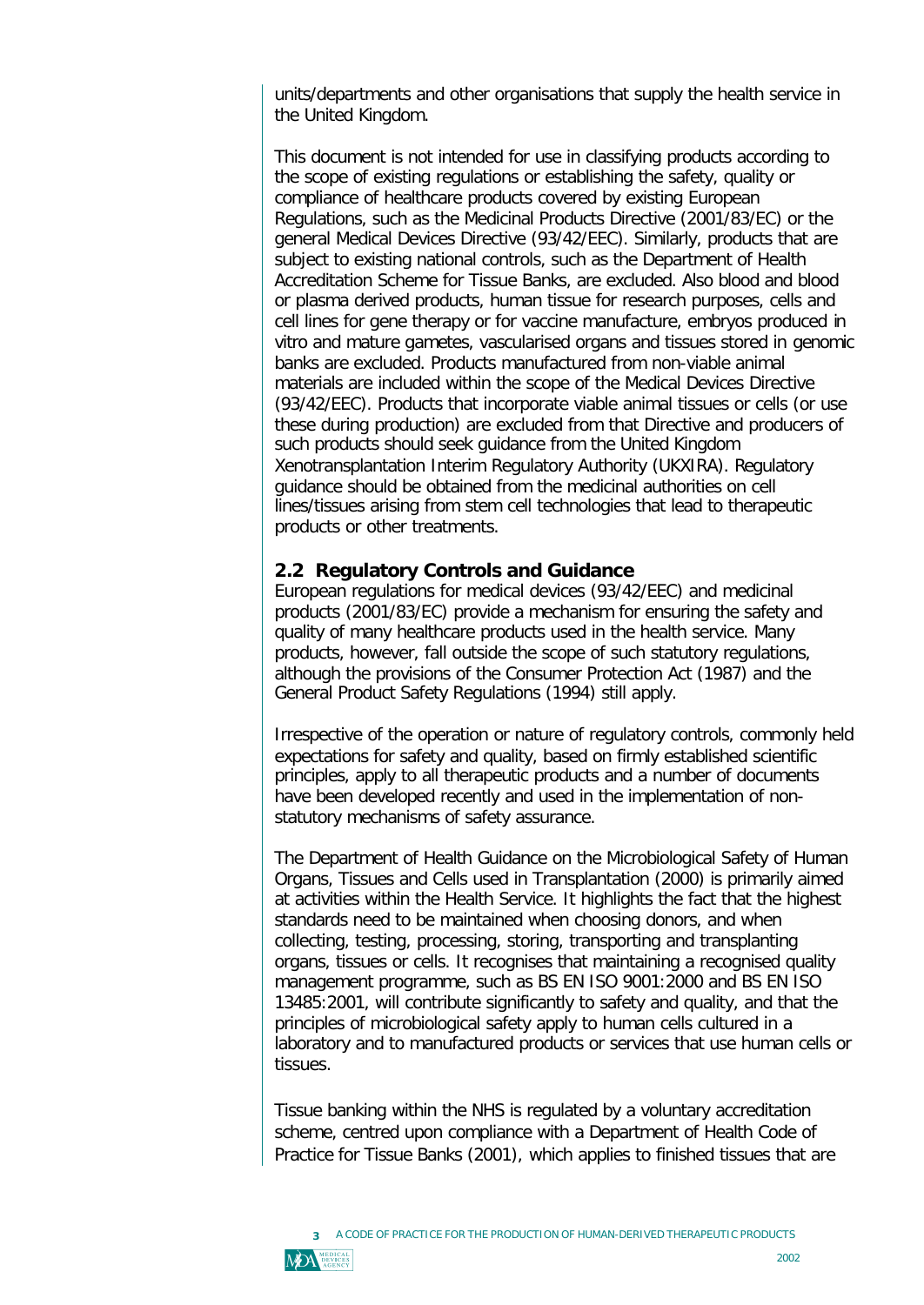units/departments and other organisations that supply the health service in the United Kingdom.

This document is not intended for use in classifying products according to the scope of existing regulations or establishing the safety, quality or compliance of healthcare products covered by existing European Regulations, such as the Medicinal Products Directive (2001/83/EC) or the general Medical Devices Directive (93/42/EEC). Similarly, products that are subject to existing national controls, such as the Department of Health Accreditation Scheme for Tissue Banks, are excluded. Also blood and blood or plasma derived products, human tissue for research purposes, cells and cell lines for gene therapy or for vaccine manufacture, embryos produced in vitro and mature gametes, vascularised organs and tissues stored in genomic banks are excluded. Products manufactured from non-viable animal materials are included within the scope of the Medical Devices Directive (93/42/EEC). Products that incorporate viable animal tissues or cells (or use these during production) are excluded from that Directive and producers of such products should seek guidance from the United Kingdom Xenotransplantation Interim Regulatory Authority (UKXIRA). Regulatory guidance should be obtained from the medicinal authorities on cell lines/tissues arising from stem cell technologies that lead to therapeutic products or other treatments.

## 2.2 Regulatory Controls and Guidance

European regulations for medical devices (93/42/EEC) and medicinal products (2001/83/EC) provide a mechanism for ensuring the safety and quality of many healthcare products used in the health service. Many products, however, fall outside the scope of such statutory regulations, although the provisions of the Consumer Protection Act (1987) and the General Product Safety Regulations (1994) still apply.

Irrespective of the operation or nature of regulatory controls, commonly held expectations for safety and quality, based on firmly established scientific principles, apply to all therapeutic products and a number of documents have been developed recently and used in the implementation of non-statutory mechanisms of safety assurance.

The Department of Health Guidance on the Microbiological Safety of Human Organs, Tissues and Cells used in Transplantation (2000) is primarily aimed at activities within the Health Service. It highlights the fact that the highest standards need to be maintained when choosing donors, and when collecting, testing, processing, storing, transporting and transplanting organs, tissues or cells. It recognises that maintaining a recognised quality management programme, such as BS EN ISO 9001:2000 and BS EN ISO 13485:2001, will contribute significantly to safety and quality, and that the principles of microbiological safety apply to human cells cultured in a laboratory and to manufactured products or services that use human cells or tissues.

Tissue banking within the NHS is regulated by a voluntary accreditation scheme, centred upon compliance with a Department of Health Code of Practice for Tissue Banks (2001), which applies to finished tissues that are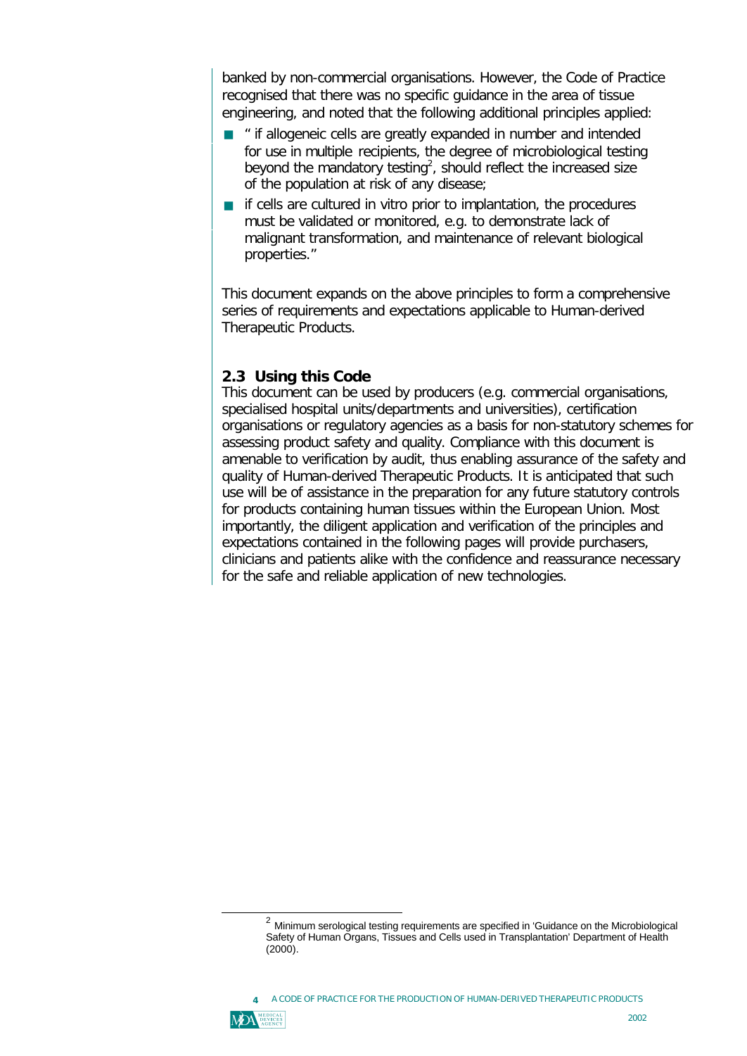banked by non-commercial organisations. However, the Code of Practice recognised that there was no specific guidance in the area of tissue engineering, and noted that the following additional principles applied:

- " if allogeneic cells are greatly expanded in number and intended for use in multiple recipients, the degree of microbiological testing beyond the mandatory testing[2], should reflect the increased size of the population at risk of any disease;
- if cells are cultured in vitro prior to implantation, the procedures must be validated or monitored, e.g. to demonstrate lack of malignant transformation, and maintenance of relevant biological properties."

This document expands on the above principles to form a comprehensive series of requirements and expectations applicable to Human-derived Therapeutic Products.

## 2.3 Using this Code

This document can be used by producers (e.g. commercial organisations, specialised hospital units/departments and universities), certification organisations or regulatory agencies as a basis for non-statutory schemes for assessing product safety and quality. Compliance with this document is amenable to verification by audit, thus enabling assurance of the safety and quality of Human-derived Therapeutic Products. It is anticipated that such use will be of assistance in the preparation for any future statutory controls for products containing human tissues within the European Union. Most importantly, the diligent application and verification of the principles and expectations contained in the following pages will provide purchasers, clinicians and patients alike with the confidence and reassurance necessary for the safe and reliable application of new technologies.

---

[2] Minimum serological testing requirements are specified in 'Guidance on the Microbiological Safety of Human Organs, Tissues and Cells used in Transplantation' Department of Health (2000).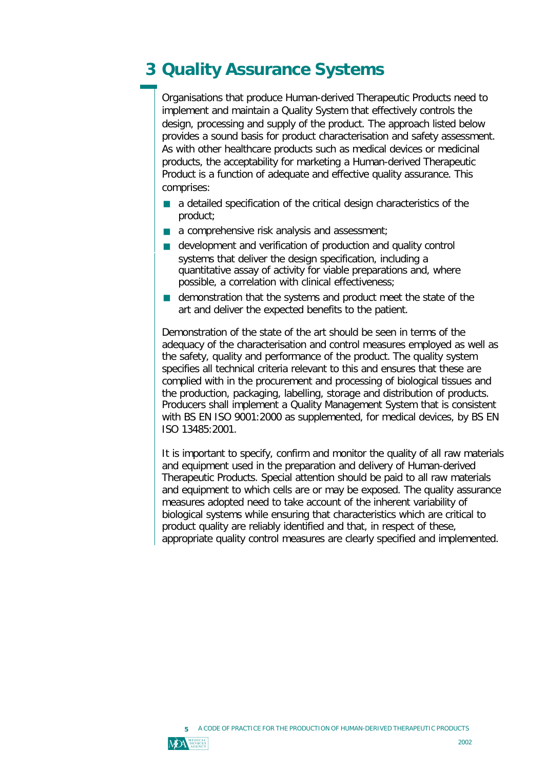# 3 Quality Assurance Systems

Organisations that produce Human-derived Therapeutic Products need to implement and maintain a Quality System that effectively controls the design, processing and supply of the product. The approach listed below provides a sound basis for product characterisation and safety assessment. As with other healthcare products such as medical devices or medicinal products, the acceptability for marketing a Human-derived Therapeutic Product is a function of adequate and effective quality assurance. This comprises:

- a detailed specification of the critical design characteristics of the product;
- a comprehensive risk analysis and assessment;
- development and verification of production and quality control systems that deliver the design specification, including a quantitative assay of activity for viable preparations and, where possible, a correlation with clinical effectiveness;
- demonstration that the systems and product meet the state of the art and deliver the expected benefits to the patient.

Demonstration of the state of the art should be seen in terms of the adequacy of the characterisation and control measures employed as well as the safety, quality and performance of the product. The quality system specifies all technical criteria relevant to this and ensures that these are complied with in the procurement and processing of biological tissues and the production, packaging, labelling, storage and distribution of products. Producers shall implement a Quality Management System that is consistent with BS EN ISO 9001:2000 as supplemented, for medical devices, by BS EN ISO 13485:2001.

It is important to specify, confirm and monitor the quality of all raw materials and equipment used in the preparation and delivery of Human-derived Therapeutic Products. Special attention should be paid to all raw materials and equipment to which cells are or may be exposed. The quality assurance measures adopted need to take account of the inherent variability of biological systems while ensuring that characteristics which are critical to product quality are reliably identified and that, in respect of these, appropriate quality control measures are clearly specified and implemented.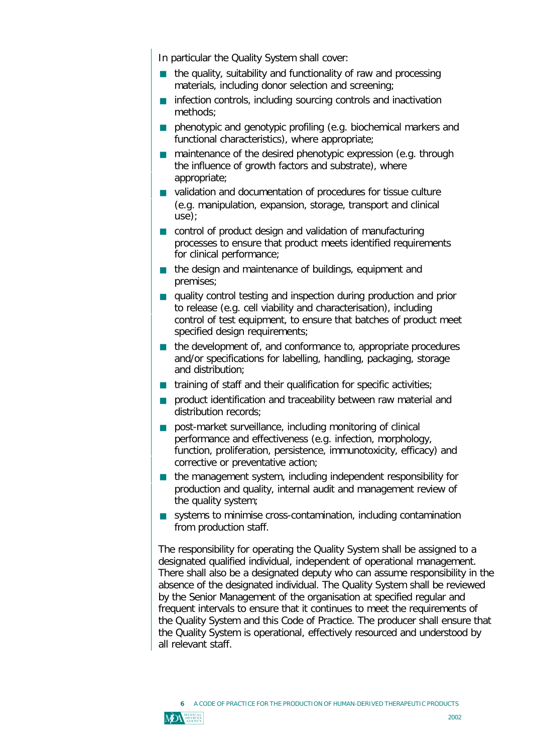In particular the Quality System shall cover:

- the quality, suitability and functionality of raw and processing materials, including donor selection and screening;
- infection controls, including sourcing controls and inactivation methods;
- phenotypic and genotypic profiling (e.g. biochemical markers and functional characteristics), where appropriate;
- maintenance of the desired phenotypic expression (e.g. through the influence of growth factors and substrate), where appropriate;
- validation and documentation of procedures for tissue culture (e.g. manipulation, expansion, storage, transport and clinical use);
- control of product design and validation of manufacturing processes to ensure that product meets identified requirements for clinical performance;
- the design and maintenance of buildings, equipment and premises;
- quality control testing and inspection during production and prior to release (e.g. cell viability and characterisation), including control of test equipment, to ensure that batches of product meet specified design requirements;
- the development of, and conformance to, appropriate procedures and/or specifications for labelling, handling, packaging, storage and distribution;
- training of staff and their qualification for specific activities;
- product identification and traceability between raw material and distribution records;
- post-market surveillance, including monitoring of clinical performance and effectiveness (e.g. infection, morphology, function, proliferation, persistence, immunotoxicity, efficacy) and corrective or preventative action;
- the management system, including independent responsibility for production and quality, internal audit and management review of the quality system;
- systems to minimise cross-contamination, including contamination from production staff.

The responsibility for operating the Quality System shall be assigned to a designated qualified individual, independent of operational management. There shall also be a designated deputy who can assume responsibility in the absence of the designated individual. The Quality System shall be reviewed by the Senior Management of the organisation at specified regular and frequent intervals to ensure that it continues to meet the requirements of the Quality System and this Code of Practice. The producer shall ensure that the Quality System is operational, effectively resourced and understood by all relevant staff.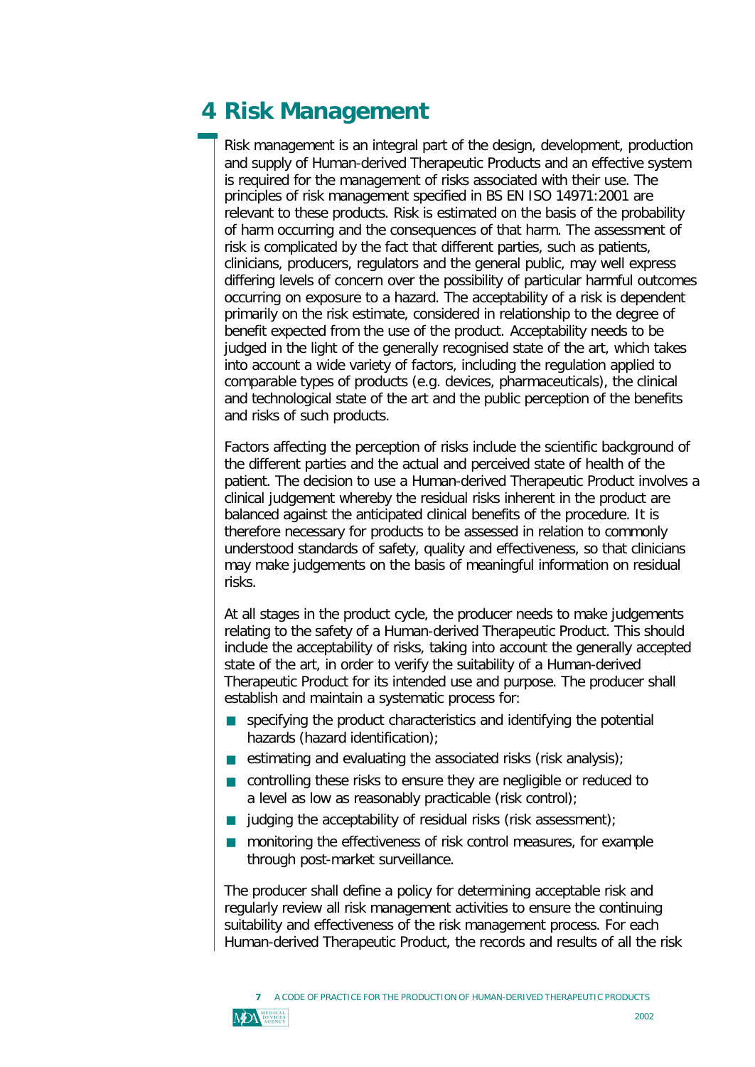# 4 Risk Management

Risk management is an integral part of the design, development, production and supply of Human-derived Therapeutic Products and an effective system is required for the management of risks associated with their use. The principles of risk management specified in BS EN ISO 14971:2001 are relevant to these products. Risk is estimated on the basis of the probability of harm occurring and the consequences of that harm. The assessment of risk is complicated by the fact that different parties, such as patients, clinicians, producers, regulators and the general public, may well express differing levels of concern over the possibility of particular harmful outcomes occurring on exposure to a hazard. The acceptability of a risk is dependent primarily on the risk estimate, considered in relationship to the degree of benefit expected from the use of the product. Acceptability needs to be judged in the light of the generally recognised state of the art, which takes into account a wide variety of factors, including the regulation applied to comparable types of products (e.g. devices, pharmaceuticals), the clinical and technological state of the art and the public perception of the benefits and risks of such products.

Factors affecting the perception of risks include the scientific background of the different parties and the actual and perceived state of health of the patient. The decision to use a Human-derived Therapeutic Product involves a clinical judgement whereby the residual risks inherent in the product are balanced against the anticipated clinical benefits of the procedure. It is therefore necessary for products to be assessed in relation to commonly understood standards of safety, quality and effectiveness, so that clinicians may make judgements on the basis of meaningful information on residual risks.

At all stages in the product cycle, the producer needs to make judgements relating to the safety of a Human-derived Therapeutic Product. This should include the acceptability of risks, taking into account the generally accepted state of the art, in order to verify the suitability of a Human-derived Therapeutic Product for its intended use and purpose. The producer shall establish and maintain a systematic process for:

- specifying the product characteristics and identifying the potential hazards (hazard identification);
- estimating and evaluating the associated risks (risk analysis);
- controlling these risks to ensure they are negligible or reduced to a level as low as reasonably practicable (risk control);
- judging the acceptability of residual risks (risk assessment);
- monitoring the effectiveness of risk control measures, for example through post-market surveillance.

The producer shall define a policy for determining acceptable risk and regularly review all risk management activities to ensure the continuing suitability and effectiveness of the risk management process. For each Human-derived Therapeutic Product, the records and results of all the risk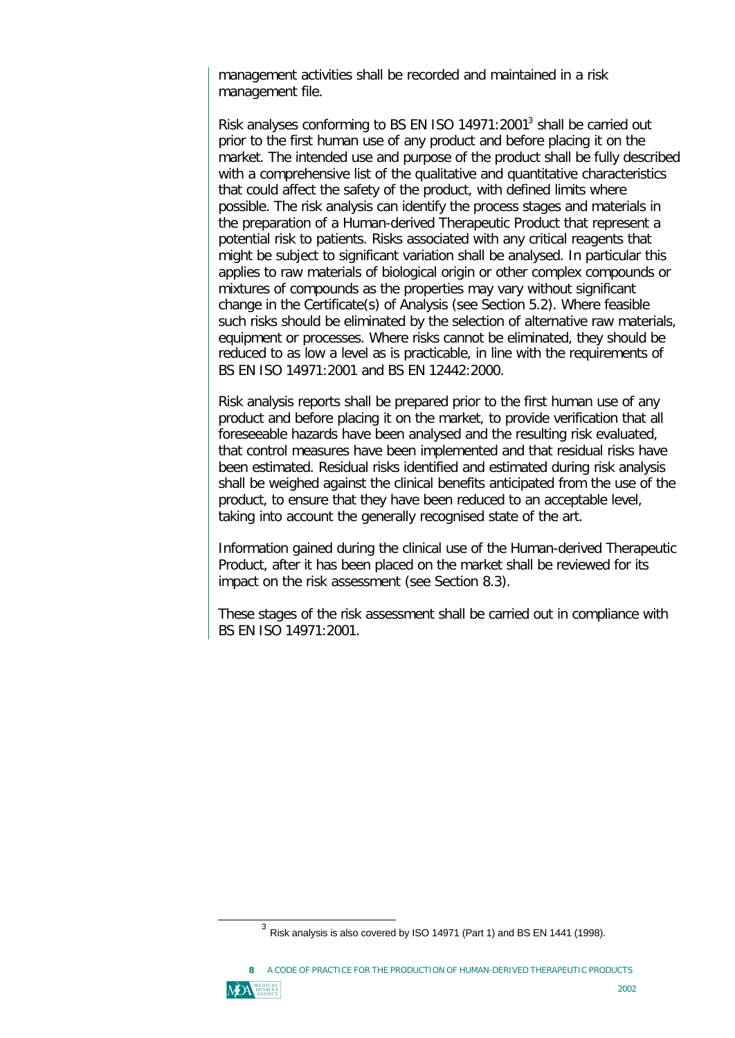management activities shall be recorded and maintained in a risk management file.

Risk analyses conforming to BS EN ISO 14971:2001[3] shall be carried out prior to the first human use of any product and before placing it on the market. The intended use and purpose of the product shall be fully described with a comprehensive list of the qualitative and quantitative characteristics that could affect the safety of the product, with defined limits where possible. The risk analysis can identify the process stages and materials in the preparation of a Human-derived Therapeutic Product that represent a potential risk to patients. Risks associated with any critical reagents that might be subject to significant variation shall be analysed. In particular this applies to raw materials of biological origin or other complex compounds or mixtures of compounds as the properties may vary without significant change in the Certificate(s) of Analysis (see Section 5.2). Where feasible such risks should be eliminated by the selection of alternative raw materials, equipment or processes. Where risks cannot be eliminated, they should be reduced to as low a level as is practicable, in line with the requirements of BS EN ISO 14971:2001 and BS EN 12442:2000.

Risk analysis reports shall be prepared prior to the first human use of any product and before placing it on the market, to provide verification that all foreseeable hazards have been analysed and the resulting risk evaluated, that control measures have been implemented and that residual risks have been estimated. Residual risks identified and estimated during risk analysis shall be weighed against the clinical benefits anticipated from the use of the product, to ensure that they have been reduced to an acceptable level, taking into account the generally recognised state of the art.

Information gained during the clinical use of the Human-derived Therapeutic Product, after it has been placed on the market shall be reviewed for its impact on the risk assessment (see Section 8.3).

These stages of the risk assessment shall be carried out in compliance with BS EN ISO 14971:2001.

---

[3] Risk analysis is also covered by ISO 14971 (Part 1) and BS EN 1441 (1998).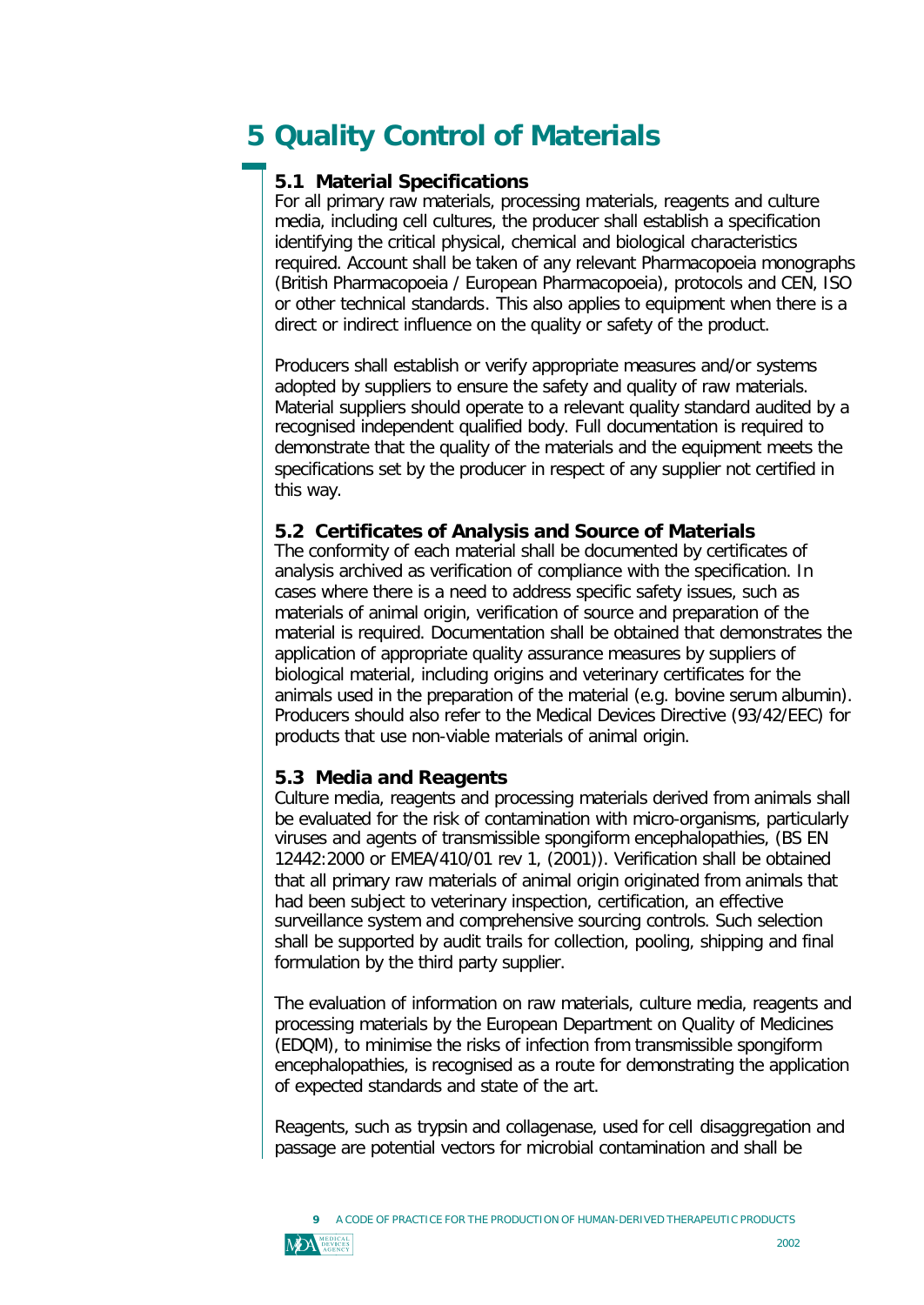# 5 Quality Control of Materials

## 5.1 Material Specifications

For all primary raw materials, processing materials, reagents and culture media, including cell cultures, the producer shall establish a specification identifying the critical physical, chemical and biological characteristics required. Account shall be taken of any relevant Pharmacopoeia monographs (British Pharmacopoeia / European Pharmacopoeia), protocols and CEN, ISO or other technical standards. This also applies to equipment when there is a direct or indirect influence on the quality or safety of the product.

Producers shall establish or verify appropriate measures and/or systems adopted by suppliers to ensure the safety and quality of raw materials. Material suppliers should operate to a relevant quality standard audited by a recognised independent qualified body. Full documentation is required to demonstrate that the quality of the materials and the equipment meets the specifications set by the producer in respect of any supplier not certified in this way.

## 5.2 Certificates of Analysis and Source of Materials

The conformity of each material shall be documented by certificates of analysis archived as verification of compliance with the specification. In cases where there is a need to address specific safety issues, such as materials of animal origin, verification of source and preparation of the material is required. Documentation shall be obtained that demonstrates the application of appropriate quality assurance measures by suppliers of biological material, including origins and veterinary certificates for the animals used in the preparation of the material (e.g. bovine serum albumin). Producers should also refer to the Medical Devices Directive (93/42/EEC) for products that use non-viable materials of animal origin.

## 5.3 Media and Reagents

Culture media, reagents and processing materials derived from animals shall be evaluated for the risk of contamination with micro-organisms, particularly viruses and agents of transmissible spongiform encephalopathies, (BS EN 12442:2000 or EMEA/410/01 rev 1, (2001)). Verification shall be obtained that all primary raw materials of animal origin originated from animals that had been subject to veterinary inspection, certification, an effective surveillance system and comprehensive sourcing controls. Such selection shall be supported by audit trails for collection, pooling, shipping and final formulation by the third party supplier.

The evaluation of information on raw materials, culture media, reagents and processing materials by the European Department on Quality of Medicines (EDQM), to minimise the risks of infection from transmissible spongiform encephalopathies, is recognised as a route for demonstrating the application of expected standards and state of the art.

Reagents, such as trypsin and collagenase, used for cell disaggregation and passage are potential vectors for microbial contamination and shall be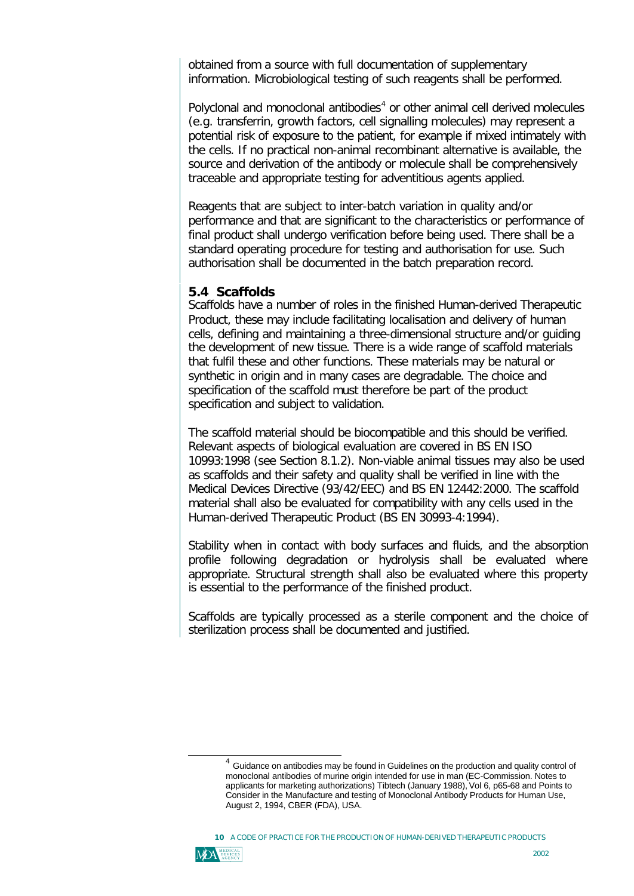obtained from a source with full documentation of supplementary information. Microbiological testing of such reagents shall be performed.

Polyclonal and monoclonal antibodies[4] or other animal cell derived molecules (e.g. transferrin, growth factors, cell signalling molecules) may represent a potential risk of exposure to the patient, for example if mixed intimately with the cells. If no practical non-animal recombinant alternative is available, the source and derivation of the antibody or molecule shall be comprehensively traceable and appropriate testing for adventitious agents applied.

Reagents that are subject to inter-batch variation in quality and/or performance and that are significant to the characteristics or performance of final product shall undergo verification before being used. There shall be a standard operating procedure for testing and authorisation for use. Such authorisation shall be documented in the batch preparation record.

### 5.4 Scaffolds

Scaffolds have a number of roles in the finished Human-derived Therapeutic Product, these may include facilitating localisation and delivery of human cells, defining and maintaining a three-dimensional structure and/or guiding the development of new tissue. There is a wide range of scaffold materials that fulfil these and other functions. These materials may be natural or synthetic in origin and in many cases are degradable. The choice and specification of the scaffold must therefore be part of the product specification and subject to validation.

The scaffold material should be biocompatible and this should be verified. Relevant aspects of biological evaluation are covered in BS EN ISO 10993:1998 (see Section 8.1.2). Non-viable animal tissues may also be used as scaffolds and their safety and quality shall be verified in line with the Medical Devices Directive (93/42/EEC) and BS EN 12442:2000. The scaffold material shall also be evaluated for compatibility with any cells used in the Human-derived Therapeutic Product (BS EN 30993-4:1994).

Stability when in contact with body surfaces and fluids, and the absorption profile following degradation or hydrolysis shall be evaluated where appropriate. Structural strength shall also be evaluated where this property is essential to the performance of the finished product.

Scaffolds are typically processed as a sterile component and the choice of sterilization process shall be documented and justified.

---

[4] Guidance on antibodies may be found in Guidelines on the production and quality control of monoclonal antibodies of murine origin intended for use in man (EC-Commission. Notes to applicants for marketing authorizations) Tibtech (January 1988), Vol 6, p65-68 and Points to Consider in the Manufacture and testing of Monoclonal Antibody Products for Human Use, August 2, 1994, CBER (FDA), USA.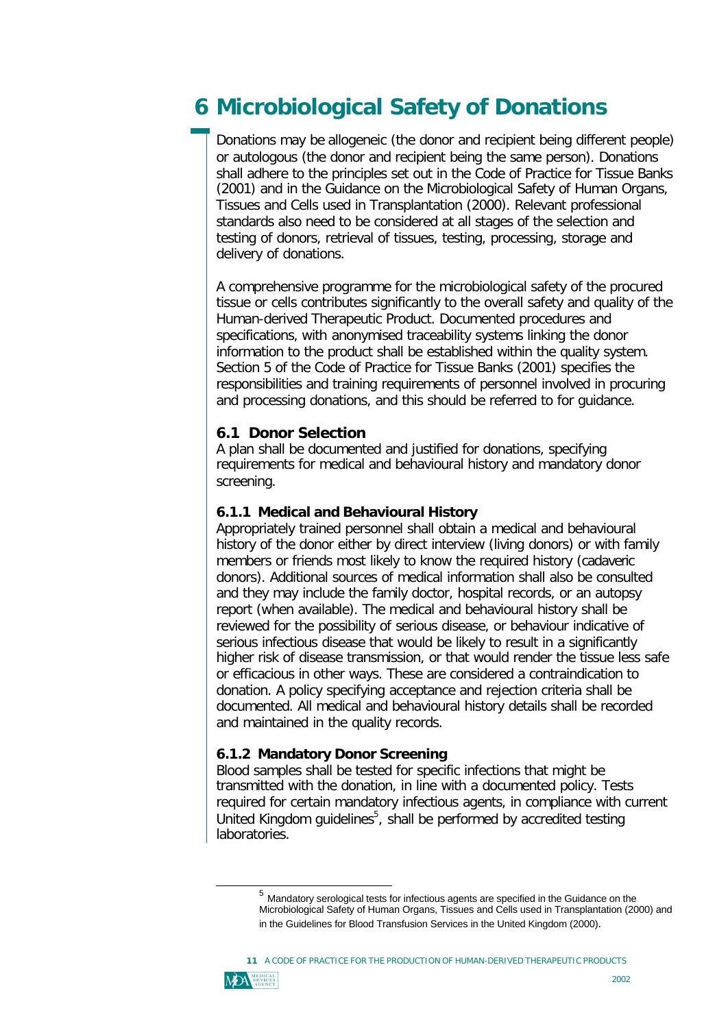# 6 Microbiological Safety of Donations

Donations may be allogeneic (the donor and recipient being different people) or autologous (the donor and recipient being the same person). Donations shall adhere to the principles set out in the Code of Practice for Tissue Banks (2001) and in the Guidance on the Microbiological Safety of Human Organs, Tissues and Cells used in Transplantation (2000). Relevant professional standards also need to be considered at all stages of the selection and testing of donors, retrieval of tissues, testing, processing, storage and delivery of donations.

A comprehensive programme for the microbiological safety of the procured tissue or cells contributes significantly to the overall safety and quality of the Human-derived Therapeutic Product. Documented procedures and specifications, with anonymised traceability systems linking the donor information to the product shall be established within the quality system. Section 5 of the Code of Practice for Tissue Banks (2001) specifies the responsibilities and training requirements of personnel involved in procuring and processing donations, and this should be referred to for guidance.

## 6.1 Donor Selection

A plan shall be documented and justified for donations, specifying requirements for medical and behavioural history and mandatory donor screening.

### 6.1.1 Medical and Behavioural History

Appropriately trained personnel shall obtain a medical and behavioural history of the donor either by direct interview (living donors) or with family members or friends most likely to know the required history (cadaveric donors). Additional sources of medical information shall also be consulted and they may include the family doctor, hospital records, or an autopsy report (when available). The medical and behavioural history shall be reviewed for the possibility of serious disease, or behaviour indicative of serious infectious disease that would be likely to result in a significantly higher risk of disease transmission, or that would render the tissue less safe or efficacious in other ways. These are considered a contraindication to donation. A policy specifying acceptance and rejection criteria shall be documented. All medical and behavioural history details shall be recorded and maintained in the quality records.

### 6.1.2 Mandatory Donor Screening

Blood samples shall be tested for specific infections that might be transmitted with the donation, in line with a documented policy. Tests required for certain mandatory infectious agents, in compliance with current United Kingdom guidelines[5], shall be performed by accredited testing laboratories.

[5] Mandatory serological tests for infectious agents are specified in the Guidance on the Microbiological Safety of Human Organs, Tissues and Cells used in Transplantation (2000) and in the Guidelines for Blood Transfusion Services in the United Kingdom (2000).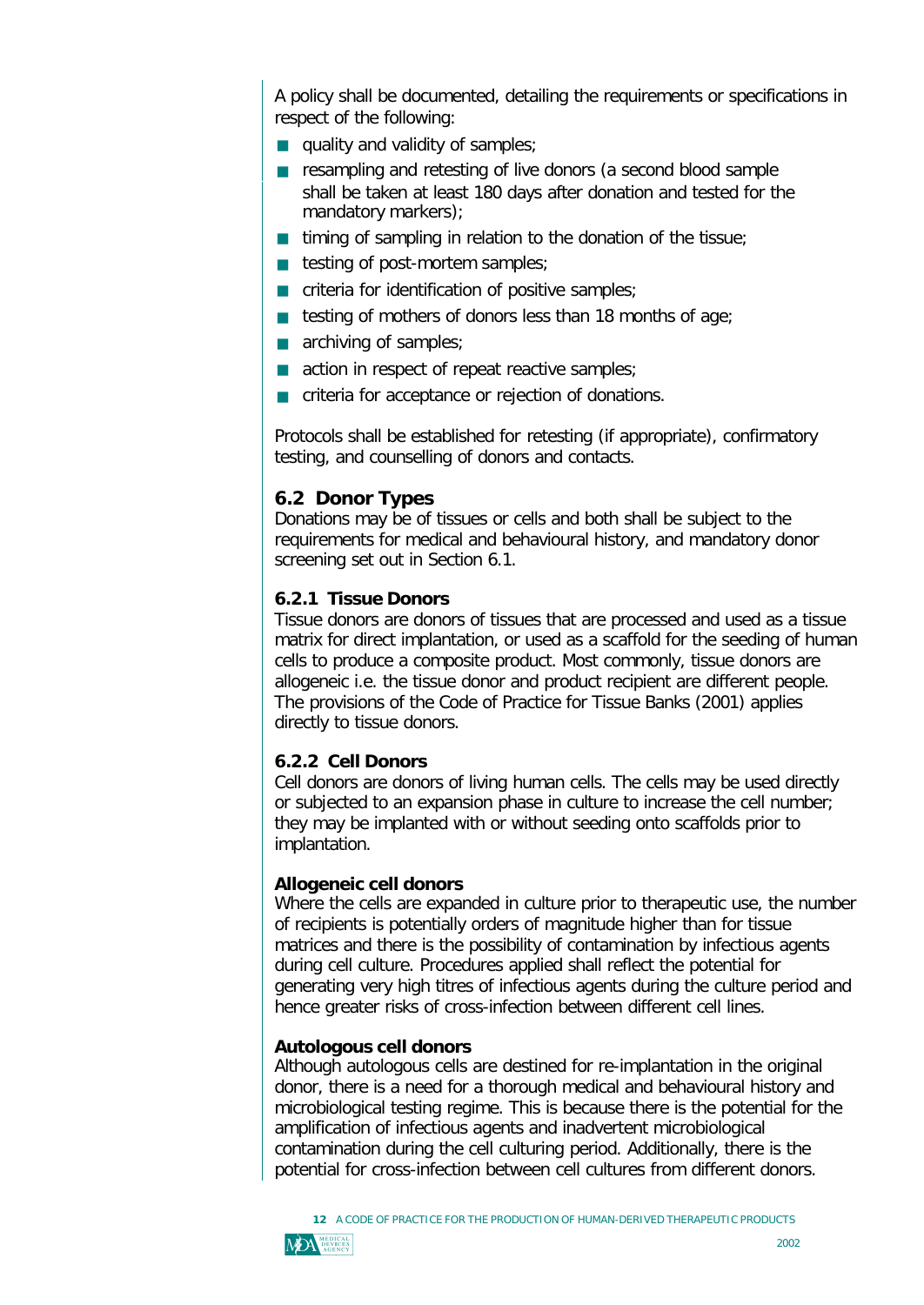A policy shall be documented, detailing the requirements or specifications in respect of the following:

- quality and validity of samples;
- resampling and retesting of live donors (a second blood sample shall be taken at least 180 days after donation and tested for the mandatory markers);
- timing of sampling in relation to the donation of the tissue;
- testing of post-mortem samples;
- criteria for identification of positive samples;
- testing of mothers of donors less than 18 months of age;
- archiving of samples;
- action in respect of repeat reactive samples;
- criteria for acceptance or rejection of donations.

Protocols shall be established for retesting (if appropriate), confirmatory testing, and counselling of donors and contacts.

## 6.2 Donor Types

Donations may be of tissues or cells and both shall be subject to the requirements for medical and behavioural history, and mandatory donor screening set out in Section 6.1.

### 6.2.1 Tissue Donors

Tissue donors are donors of tissues that are processed and used as a tissue matrix for direct implantation, or used as a scaffold for the seeding of human cells to produce a composite product. Most commonly, tissue donors are allogeneic i.e. the tissue donor and product recipient are different people. The provisions of the Code of Practice for Tissue Banks (2001) applies directly to tissue donors.

### 6.2.2 Cell Donors

Cell donors are donors of living human cells. The cells may be used directly or subjected to an expansion phase in culture to increase the cell number; they may be implanted with or without seeding onto scaffolds prior to implantation.

**Allogeneic cell donors**

Where the cells are expanded in culture prior to therapeutic use, the number of recipients is potentially orders of magnitude higher than for tissue matrices and there is the possibility of contamination by infectious agents during cell culture. Procedures applied shall reflect the potential for generating very high titres of infectious agents during the culture period and hence greater risks of cross-infection between different cell lines.

**Autologous cell donors**

Although autologous cells are destined for re-implantation in the original donor, there is a need for a thorough medical and behavioural history and microbiological testing regime. This is because there is the potential for the amplification of infectious agents and inadvertent microbiological contamination during the cell culturing period. Additionally, there is the potential for cross-infection between cell cultures from different donors.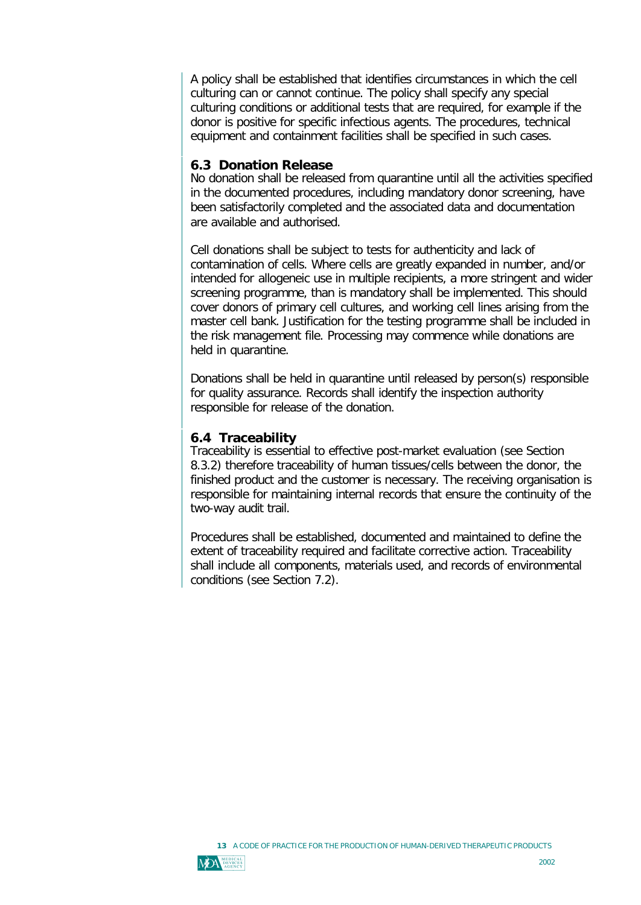A policy shall be established that identifies circumstances in which the cell culturing can or cannot continue. The policy shall specify any special culturing conditions or additional tests that are required, for example if the donor is positive for specific infectious agents. The procedures, technical equipment and containment facilities shall be specified in such cases.

### 6.3 Donation Release

No donation shall be released from quarantine until all the activities specified in the documented procedures, including mandatory donor screening, have been satisfactorily completed and the associated data and documentation are available and authorised.

Cell donations shall be subject to tests for authenticity and lack of contamination of cells. Where cells are greatly expanded in number, and/or intended for allogeneic use in multiple recipients, a more stringent and wider screening programme, than is mandatory shall be implemented. This should cover donors of primary cell cultures, and working cell lines arising from the master cell bank. Justification for the testing programme shall be included in the risk management file. Processing may commence while donations are held in quarantine.

Donations shall be held in quarantine until released by person(s) responsible for quality assurance. Records shall identify the inspection authority responsible for release of the donation.

### 6.4 Traceability

Traceability is essential to effective post-market evaluation (see Section 8.3.2) therefore traceability of human tissues/cells between the donor, the finished product and the customer is necessary. The receiving organisation is responsible for maintaining internal records that ensure the continuity of the two-way audit trail.

Procedures shall be established, documented and maintained to define the extent of traceability required and facilitate corrective action. Traceability shall include all components, materials used, and records of environmental conditions (see Section 7.2).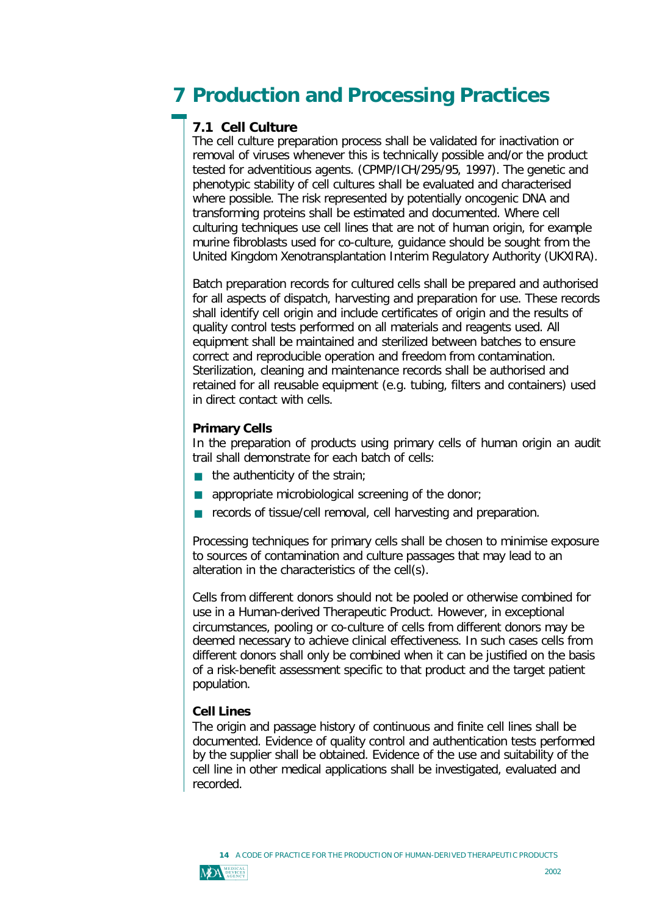# 7 Production and Processing Practices

## 7.1 Cell Culture

The cell culture preparation process shall be validated for inactivation or removal of viruses whenever this is technically possible and/or the product tested for adventitious agents. (CPMP/ICH/295/95, 1997). The genetic and phenotypic stability of cell cultures shall be evaluated and characterised where possible. The risk represented by potentially oncogenic DNA and transforming proteins shall be estimated and documented. Where cell culturing techniques use cell lines that are not of human origin, for example murine fibroblasts used for co-culture, guidance should be sought from the United Kingdom Xenotransplantation Interim Regulatory Authority (UKXIRA).

Batch preparation records for cultured cells shall be prepared and authorised for all aspects of dispatch, harvesting and preparation for use. These records shall identify cell origin and include certificates of origin and the results of quality control tests performed on all materials and reagents used. All equipment shall be maintained and sterilized between batches to ensure correct and reproducible operation and freedom from contamination. Sterilization, cleaning and maintenance records shall be authorised and retained for all reusable equipment (e.g. tubing, filters and containers) used in direct contact with cells.

### Primary Cells

In the preparation of products using primary cells of human origin an audit trail shall demonstrate for each batch of cells:

- the authenticity of the strain;
- appropriate microbiological screening of the donor;
- records of tissue/cell removal, cell harvesting and preparation.

Processing techniques for primary cells shall be chosen to minimise exposure to sources of contamination and culture passages that may lead to an alteration in the characteristics of the cell(s).

Cells from different donors should not be pooled or otherwise combined for use in a Human-derived Therapeutic Product. However, in exceptional circumstances, pooling or co-culture of cells from different donors may be deemed necessary to achieve clinical effectiveness. In such cases cells from different donors shall only be combined when it can be justified on the basis of a risk-benefit assessment specific to that product and the target patient population.

### Cell Lines

The origin and passage history of continuous and finite cell lines shall be documented. Evidence of quality control and authentication tests performed by the supplier shall be obtained. Evidence of the use and suitability of the cell line in other medical applications shall be investigated, evaluated and recorded.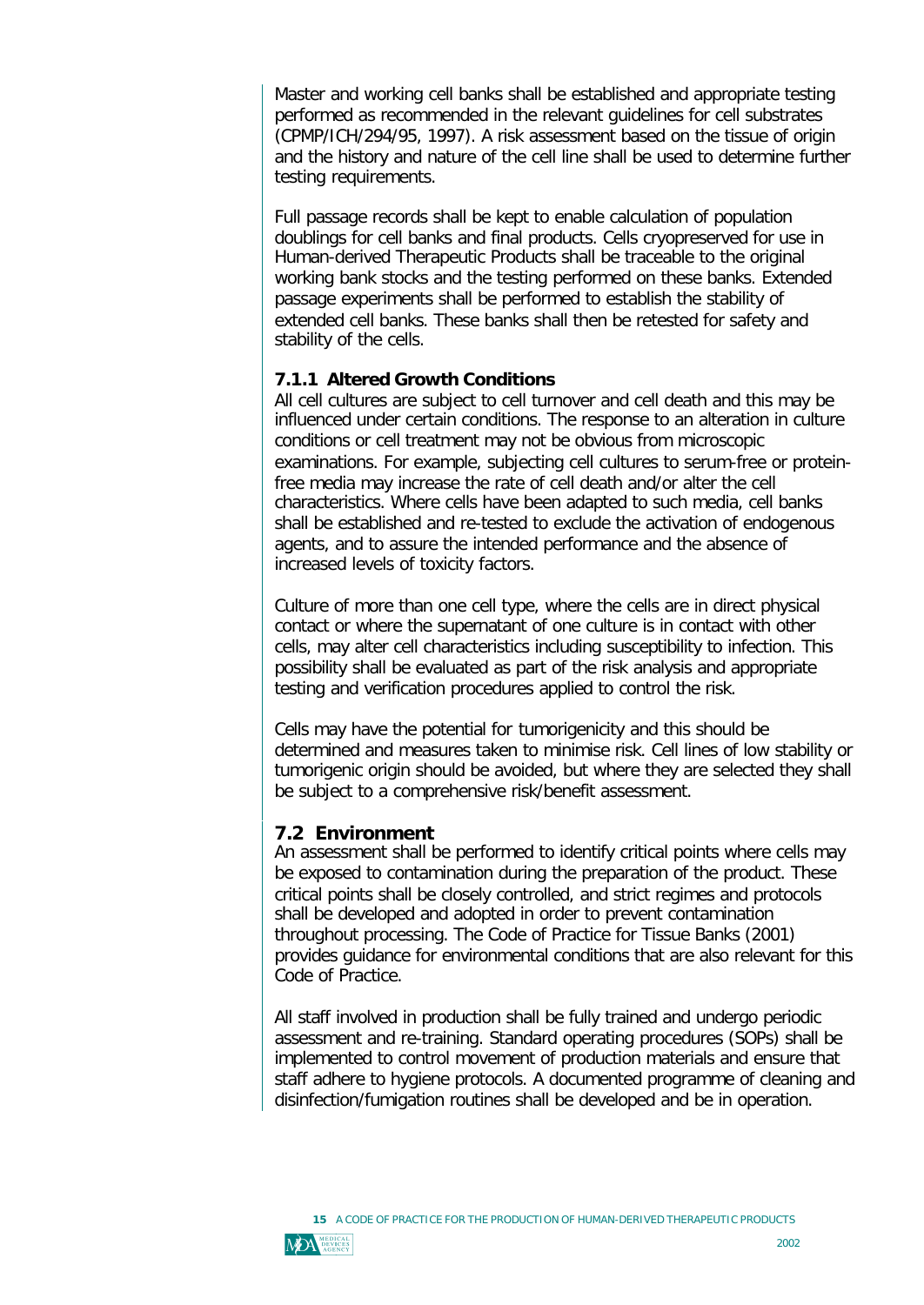Master and working cell banks shall be established and appropriate testing performed as recommended in the relevant guidelines for cell substrates (CPMP/ICH/294/95, 1997). A risk assessment based on the tissue of origin and the history and nature of the cell line shall be used to determine further testing requirements.

Full passage records shall be kept to enable calculation of population doublings for cell banks and final products. Cells cryopreserved for use in Human-derived Therapeutic Products shall be traceable to the original working bank stocks and the testing performed on these banks. Extended passage experiments shall be performed to establish the stability of extended cell banks. These banks shall then be retested for safety and stability of the cells.

### 7.1.1 Altered Growth Conditions

All cell cultures are subject to cell turnover and cell death and this may be influenced under certain conditions. The response to an alteration in culture conditions or cell treatment may not be obvious from microscopic examinations. For example, subjecting cell cultures to serum-free or protein-free media may increase the rate of cell death and/or alter the cell characteristics. Where cells have been adapted to such media, cell banks shall be established and re-tested to exclude the activation of endogenous agents, and to assure the intended performance and the absence of increased levels of toxicity factors.

Culture of more than one cell type, where the cells are in direct physical contact or where the supernatant of one culture is in contact with other cells, may alter cell characteristics including susceptibility to infection. This possibility shall be evaluated as part of the risk analysis and appropriate testing and verification procedures applied to control the risk.

Cells may have the potential for tumorigenicity and this should be determined and measures taken to minimise risk. Cell lines of low stability or tumorigenic origin should be avoided, but where they are selected they shall be subject to a comprehensive risk/benefit assessment.

## 7.2 Environment

An assessment shall be performed to identify critical points where cells may be exposed to contamination during the preparation of the product. These critical points shall be closely controlled, and strict regimes and protocols shall be developed and adopted in order to prevent contamination throughout processing. The Code of Practice for Tissue Banks (2001) provides guidance for environmental conditions that are also relevant for this Code of Practice.

All staff involved in production shall be fully trained and undergo periodic assessment and re-training. Standard operating procedures (SOPs) shall be implemented to control movement of production materials and ensure that staff adhere to hygiene protocols. A documented programme of cleaning and disinfection/fumigation routines shall be developed and be in operation.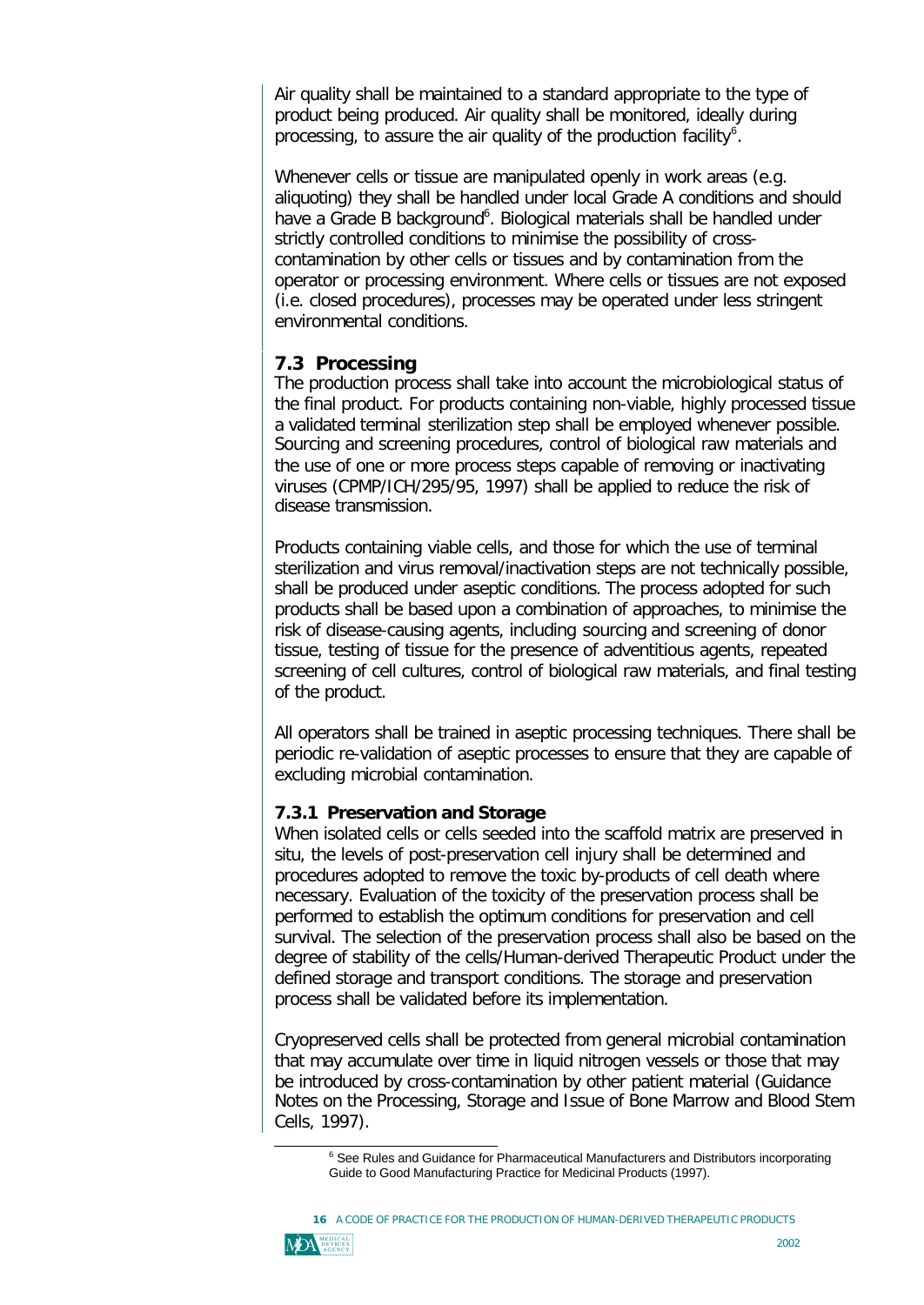Air quality shall be maintained to a standard appropriate to the type of product being produced. Air quality shall be monitored, ideally during processing, to assure the air quality of the production facility[6].

Whenever cells or tissue are manipulated openly in work areas (e.g. aliquoting) they shall be handled under local Grade A conditions and should have a Grade B background[6]. Biological materials shall be handled under strictly controlled conditions to minimise the possibility of cross-contamination by other cells or tissues and by contamination from the operator or processing environment. Where cells or tissues are not exposed (i.e. closed procedures), processes may be operated under less stringent environmental conditions.

### 7.3 Processing

The production process shall take into account the microbiological status of the final product. For products containing non-viable, highly processed tissue a validated terminal sterilization step shall be employed whenever possible. Sourcing and screening procedures, control of biological raw materials and the use of one or more process steps capable of removing or inactivating viruses (CPMP/ICH/295/95, 1997) shall be applied to reduce the risk of disease transmission.

Products containing viable cells, and those for which the use of terminal sterilization and virus removal/inactivation steps are not technically possible, shall be produced under aseptic conditions. The process adopted for such products shall be based upon a combination of approaches, to minimise the risk of disease-causing agents, including sourcing and screening of donor tissue, testing of tissue for the presence of adventitious agents, repeated screening of cell cultures, control of biological raw materials, and final testing of the product.

All operators shall be trained in aseptic processing techniques. There shall be periodic re-validation of aseptic processes to ensure that they are capable of excluding microbial contamination.

#### 7.3.1 Preservation and Storage

When isolated cells or cells seeded into the scaffold matrix are preserved in situ, the levels of post-preservation cell injury shall be determined and procedures adopted to remove the toxic by-products of cell death where necessary. Evaluation of the toxicity of the preservation process shall be performed to establish the optimum conditions for preservation and cell survival. The selection of the preservation process shall also be based on the degree of stability of the cells/Human-derived Therapeutic Product under the defined storage and transport conditions. The storage and preservation process shall be validated before its implementation.

Cryopreserved cells shall be protected from general microbial contamination that may accumulate over time in liquid nitrogen vessels or those that may be introduced by cross-contamination by other patient material (Guidance Notes on the Processing, Storage and Issue of Bone Marrow and Blood Stem Cells, 1997).

---

[6] See Rules and Guidance for Pharmaceutical Manufacturers and Distributors incorporating Guide to Good Manufacturing Practice for Medicinal Products (1997).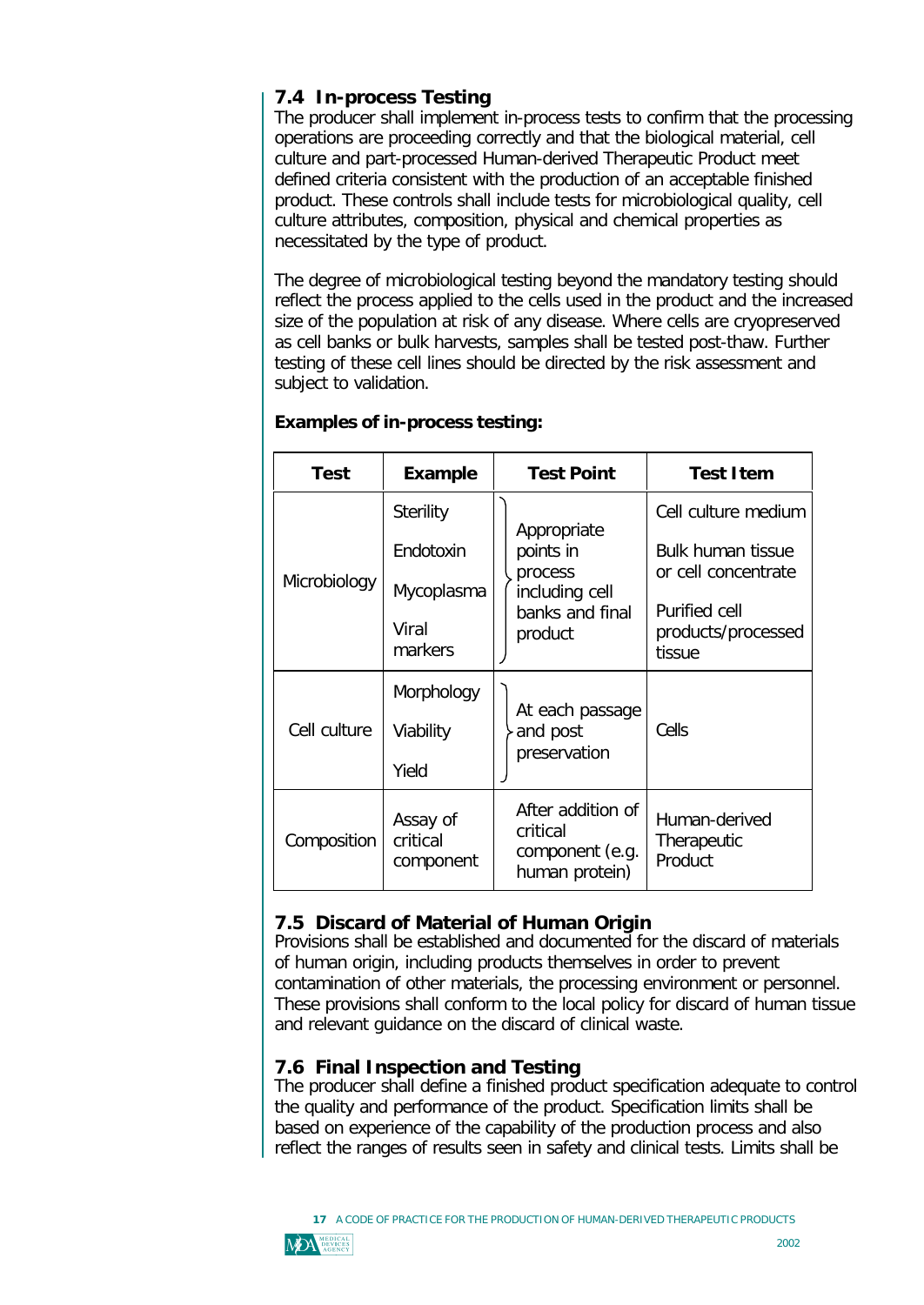## 7.4 In-process Testing

The producer shall implement in-process tests to confirm that the processing operations are proceeding correctly and that the biological material, cell culture and part-processed Human-derived Therapeutic Product meet defined criteria consistent with the production of an acceptable finished product. These controls shall include tests for microbiological quality, cell culture attributes, composition, physical and chemical properties as necessitated by the type of product.

The degree of microbiological testing beyond the mandatory testing should reflect the process applied to the cells used in the product and the increased size of the population at risk of any disease. Where cells are cryopreserved as cell banks or bulk harvests, samples shall be tested post-thaw. Further testing of these cell lines should be directed by the risk assessment and subject to validation.

**Examples of in-process testing:**

| Test | Example | Test Point | Test Item |
|---|---|---|---|
| Microbiology | Sterility<br>Endotoxin<br>Mycoplasma<br>Viral markers | Appropriate points in process including cell banks and final product | Cell culture medium<br>Bulk human tissue or cell concentrate<br>Purified cell products/processed tissue |
| Cell culture | Morphology<br>Viability<br>Yield | At each passage and post preservation | Cells |
| Composition | Assay of critical component | After addition of critical component (e.g. human protein) | Human-derived Therapeutic Product |

## 7.5 Discard of Material of Human Origin

Provisions shall be established and documented for the discard of materials of human origin, including products themselves in order to prevent contamination of other materials, the processing environment or personnel. These provisions shall conform to the local policy for discard of human tissue and relevant guidance on the discard of clinical waste.

## 7.6 Final Inspection and Testing

The producer shall define a finished product specification adequate to control the quality and performance of the product. Specification limits shall be based on experience of the capability of the production process and also reflect the ranges of results seen in safety and clinical tests. Limits shall be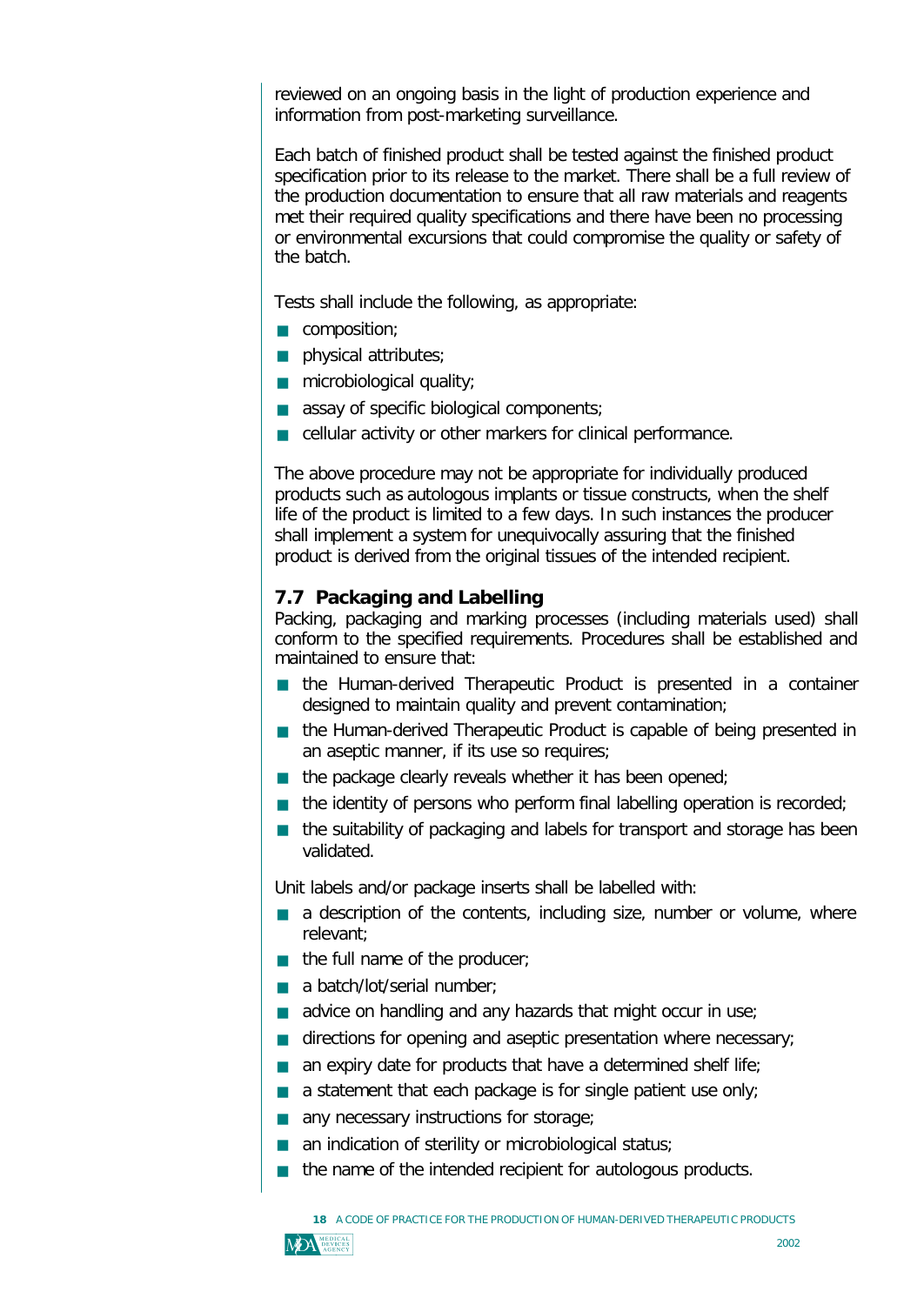reviewed on an ongoing basis in the light of production experience and information from post-marketing surveillance.

Each batch of finished product shall be tested against the finished product specification prior to its release to the market. There shall be a full review of the production documentation to ensure that all raw materials and reagents met their required quality specifications and there have been no processing or environmental excursions that could compromise the quality or safety of the batch.

Tests shall include the following, as appropriate:

- composition;
- physical attributes;
- microbiological quality;
- assay of specific biological components;
- cellular activity or other markers for clinical performance.

The above procedure may not be appropriate for individually produced products such as autologous implants or tissue constructs, when the shelf life of the product is limited to a few days. In such instances the producer shall implement a system for unequivocally assuring that the finished product is derived from the original tissues of the intended recipient.

### 7.7 Packaging and Labelling

Packing, packaging and marking processes (including materials used) shall conform to the specified requirements. Procedures shall be established and maintained to ensure that:

- the Human-derived Therapeutic Product is presented in a container designed to maintain quality and prevent contamination;
- the Human-derived Therapeutic Product is capable of being presented in an aseptic manner, if its use so requires;
- the package clearly reveals whether it has been opened;
- the identity of persons who perform final labelling operation is recorded;
- the suitability of packaging and labels for transport and storage has been validated.

Unit labels and/or package inserts shall be labelled with:

- a description of the contents, including size, number or volume, where relevant;
- the full name of the producer;
- a batch/lot/serial number;
- advice on handling and any hazards that might occur in use;
- directions for opening and aseptic presentation where necessary;
- an expiry date for products that have a determined shelf life;
- a statement that each package is for single patient use only;
- any necessary instructions for storage;
- an indication of sterility or microbiological status;
- the name of the intended recipient for autologous products.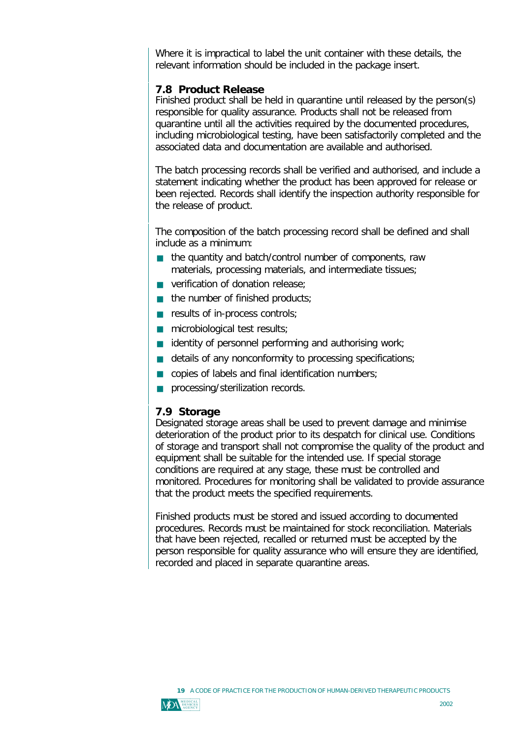Where it is impractical to label the unit container with these details, the relevant information should be included in the package insert.

### 7.8 Product Release

Finished product shall be held in quarantine until released by the person(s) responsible for quality assurance. Products shall not be released from quarantine until all the activities required by the documented procedures, including microbiological testing, have been satisfactorily completed and the associated data and documentation are available and authorised.

The batch processing records shall be verified and authorised, and include a statement indicating whether the product has been approved for release or been rejected. Records shall identify the inspection authority responsible for the release of product.

The composition of the batch processing record shall be defined and shall include as a minimum:

- the quantity and batch/control number of components, raw materials, processing materials, and intermediate tissues;
- verification of donation release;
- the number of finished products;
- results of in-process controls;
- microbiological test results;
- identity of personnel performing and authorising work;
- details of any nonconformity to processing specifications;
- copies of labels and final identification numbers;
- processing/sterilization records.

### 7.9 Storage

Designated storage areas shall be used to prevent damage and minimise deterioration of the product prior to its despatch for clinical use. Conditions of storage and transport shall not compromise the quality of the product and equipment shall be suitable for the intended use. If special storage conditions are required at any stage, these must be controlled and monitored. Procedures for monitoring shall be validated to provide assurance that the product meets the specified requirements.

Finished products must be stored and issued according to documented procedures. Records must be maintained for stock reconciliation. Materials that have been rejected, recalled or returned must be accepted by the person responsible for quality assurance who will ensure they are identified, recorded and placed in separate quarantine areas.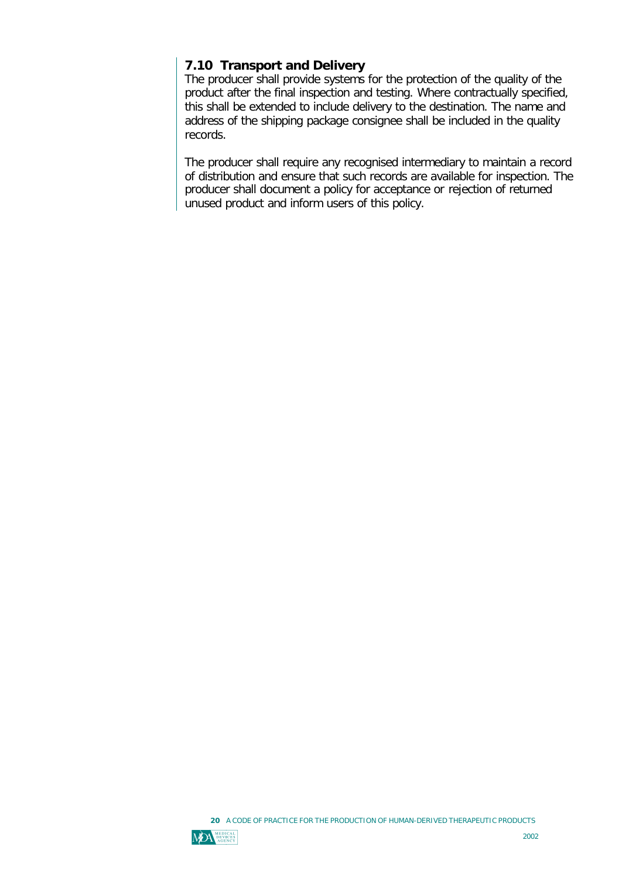### 7.10 Transport and Delivery

The producer shall provide systems for the protection of the quality of the product after the final inspection and testing. Where contractually specified, this shall be extended to include delivery to the destination. The name and address of the shipping package consignee shall be included in the quality records.

The producer shall require any recognised intermediary to maintain a record of distribution and ensure that such records are available for inspection. The producer shall document a policy for acceptance or rejection of returned unused product and inform users of this policy.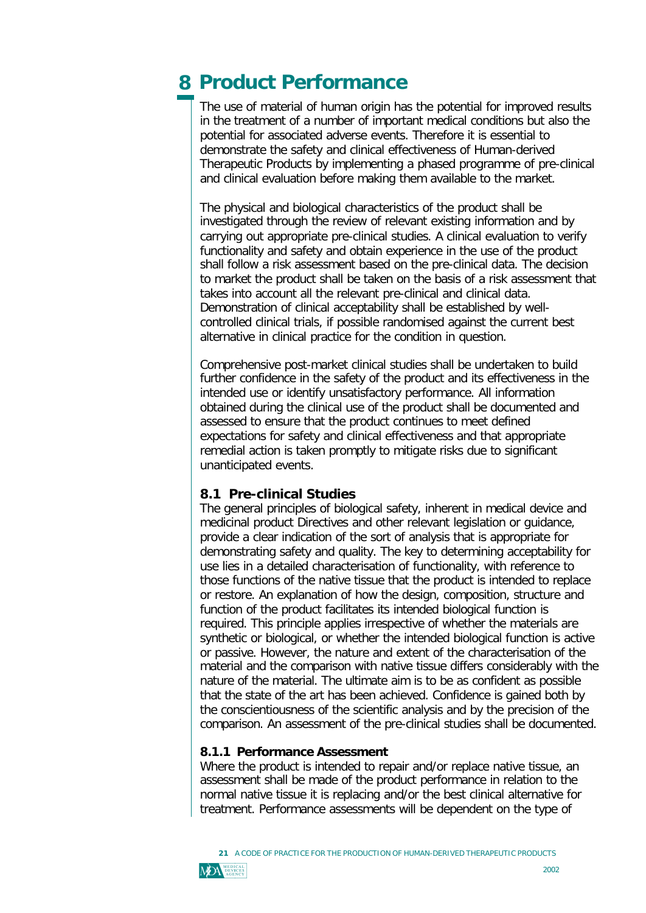# 8 Product Performance

The use of material of human origin has the potential for improved results in the treatment of a number of important medical conditions but also the potential for associated adverse events. Therefore it is essential to demonstrate the safety and clinical effectiveness of Human-derived Therapeutic Products by implementing a phased programme of pre-clinical and clinical evaluation before making them available to the market.

The physical and biological characteristics of the product shall be investigated through the review of relevant existing information and by carrying out appropriate pre-clinical studies. A clinical evaluation to verify functionality and safety and obtain experience in the use of the product shall follow a risk assessment based on the pre-clinical data. The decision to market the product shall be taken on the basis of a risk assessment that takes into account all the relevant pre-clinical and clinical data. Demonstration of clinical acceptability shall be established by well-controlled clinical trials, if possible randomised against the current best alternative in clinical practice for the condition in question.

Comprehensive post-market clinical studies shall be undertaken to build further confidence in the safety of the product and its effectiveness in the intended use or identify unsatisfactory performance. All information obtained during the clinical use of the product shall be documented and assessed to ensure that the product continues to meet defined expectations for safety and clinical effectiveness and that appropriate remedial action is taken promptly to mitigate risks due to significant unanticipated events.

## 8.1 Pre-clinical Studies

The general principles of biological safety, inherent in medical device and medicinal product Directives and other relevant legislation or guidance, provide a clear indication of the sort of analysis that is appropriate for demonstrating safety and quality. The key to determining acceptability for use lies in a detailed characterisation of functionality, with reference to those functions of the native tissue that the product is intended to replace or restore. An explanation of how the design, composition, structure and function of the product facilitates its intended biological function is required. This principle applies irrespective of whether the materials are synthetic or biological, or whether the intended biological function is active or passive. However, the nature and extent of the characterisation of the material and the comparison with native tissue differs considerably with the nature of the material. The ultimate aim is to be as confident as possible that the state of the art has been achieved. Confidence is gained both by the conscientiousness of the scientific analysis and by the precision of the comparison. An assessment of the pre-clinical studies shall be documented.

### 8.1.1 Performance Assessment

Where the product is intended to repair and/or replace native tissue, an assessment shall be made of the product performance in relation to the normal native tissue it is replacing and/or the best clinical alternative for treatment. Performance assessments will be dependent on the type of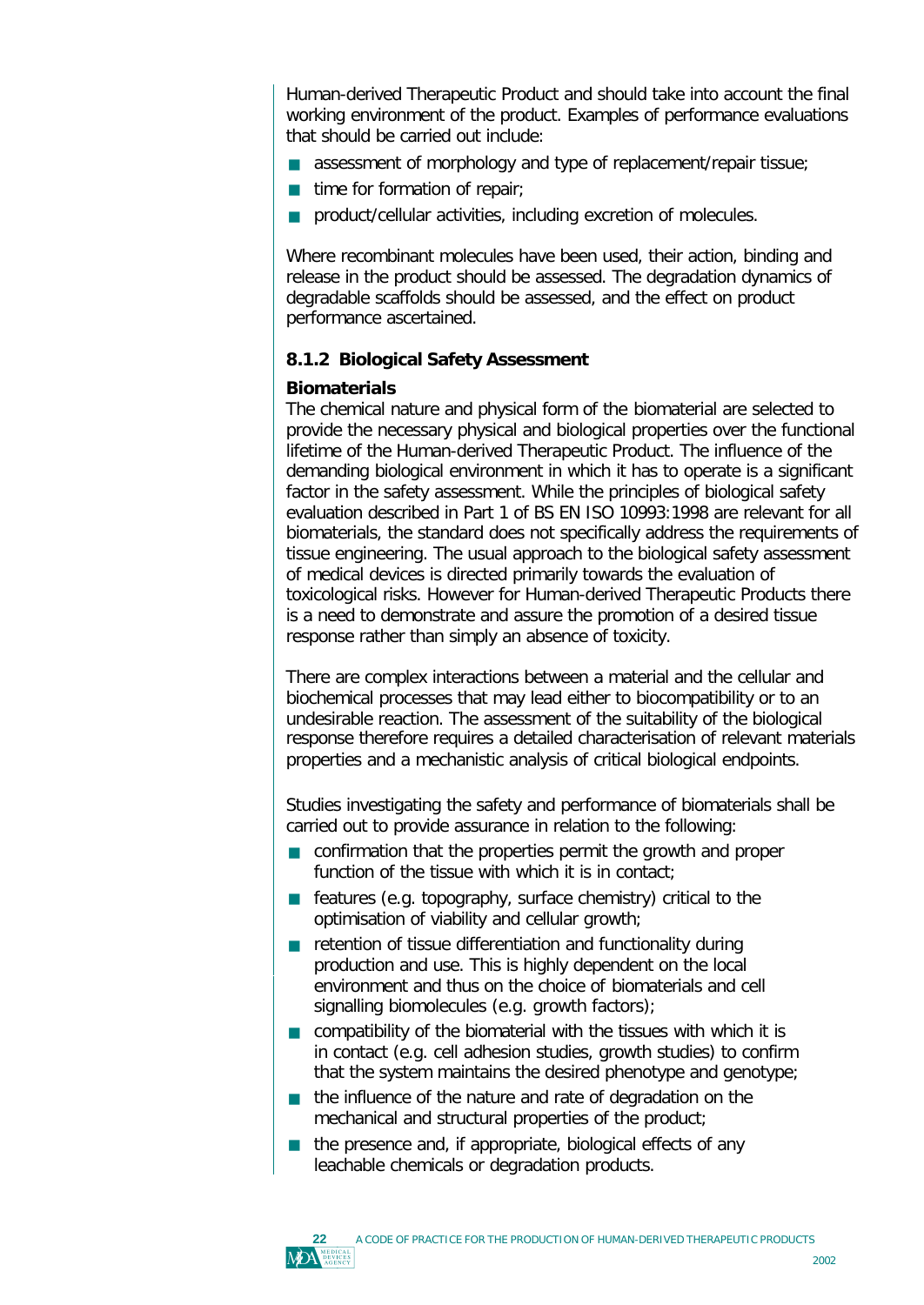Human-derived Therapeutic Product and should take into account the final working environment of the product. Examples of performance evaluations that should be carried out include:

- assessment of morphology and type of replacement/repair tissue;
- time for formation of repair;
- product/cellular activities, including excretion of molecules.

Where recombinant molecules have been used, their action, binding and release in the product should be assessed. The degradation dynamics of degradable scaffolds should be assessed, and the effect on product performance ascertained.

### 8.1.2 Biological Safety Assessment

**Biomaterials**

The chemical nature and physical form of the biomaterial are selected to provide the necessary physical and biological properties over the functional lifetime of the Human-derived Therapeutic Product. The influence of the demanding biological environment in which it has to operate is a significant factor in the safety assessment. While the principles of biological safety evaluation described in Part 1 of BS EN ISO 10993:1998 are relevant for all biomaterials, the standard does not specifically address the requirements of tissue engineering. The usual approach to the biological safety assessment of medical devices is directed primarily towards the evaluation of toxicological risks. However for Human-derived Therapeutic Products there is a need to demonstrate and assure the promotion of a desired tissue response rather than simply an absence of toxicity.

There are complex interactions between a material and the cellular and biochemical processes that may lead either to biocompatibility or to an undesirable reaction. The assessment of the suitability of the biological response therefore requires a detailed characterisation of relevant materials properties and a mechanistic analysis of critical biological endpoints.

Studies investigating the safety and performance of biomaterials shall be carried out to provide assurance in relation to the following:

- confirmation that the properties permit the growth and proper function of the tissue with which it is in contact;
- features (e.g. topography, surface chemistry) critical to the optimisation of viability and cellular growth;
- retention of tissue differentiation and functionality during production and use. This is highly dependent on the local environment and thus on the choice of biomaterials and cell signalling biomolecules (e.g. growth factors);
- compatibility of the biomaterial with the tissues with which it is in contact (e.g. cell adhesion studies, growth studies) to confirm that the system maintains the desired phenotype and genotype;
- the influence of the nature and rate of degradation on the mechanical and structural properties of the product;
- the presence and, if appropriate, biological effects of any leachable chemicals or degradation products.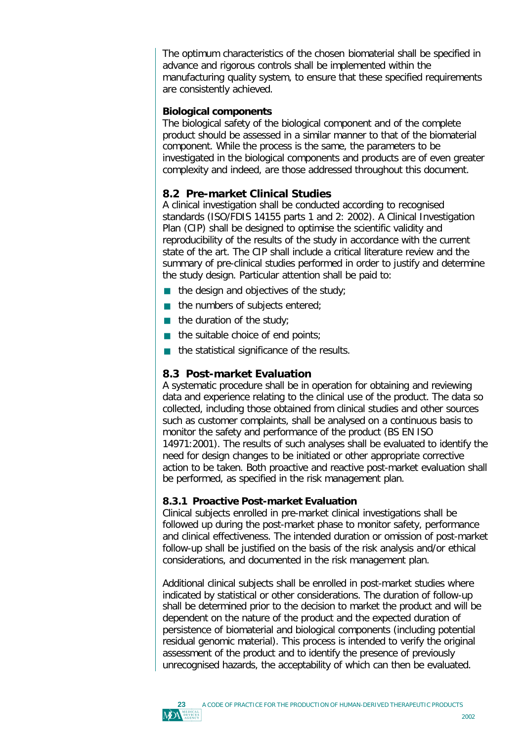The optimum characteristics of the chosen biomaterial shall be specified in advance and rigorous controls shall be implemented within the manufacturing quality system, to ensure that these specified requirements are consistently achieved.

**Biological components**

The biological safety of the biological component and of the complete product should be assessed in a similar manner to that of the biomaterial component. While the process is the same, the parameters to be investigated in the biological components and products are of even greater complexity and indeed, are those addressed throughout this document.

## 8.2 Pre-market Clinical Studies

A clinical investigation shall be conducted according to recognised standards (ISO/FDIS 14155 parts 1 and 2: 2002). A Clinical Investigation Plan (CIP) shall be designed to optimise the scientific validity and reproducibility of the results of the study in accordance with the current state of the art. The CIP shall include a critical literature review and the summary of pre-clinical studies performed in order to justify and determine the study design. Particular attention shall be paid to:

- the design and objectives of the study;
- the numbers of subjects entered;
- the duration of the study;
- the suitable choice of end points;
- the statistical significance of the results.

## 8.3 Post-market Evaluation

A systematic procedure shall be in operation for obtaining and reviewing data and experience relating to the clinical use of the product. The data so collected, including those obtained from clinical studies and other sources such as customer complaints, shall be analysed on a continuous basis to monitor the safety and performance of the product (BS EN ISO 14971:2001). The results of such analyses shall be evaluated to identify the need for design changes to be initiated or other appropriate corrective action to be taken. Both proactive and reactive post-market evaluation shall be performed, as specified in the risk management plan.

### 8.3.1 Proactive Post-market Evaluation

Clinical subjects enrolled in pre-market clinical investigations shall be followed up during the post-market phase to monitor safety, performance and clinical effectiveness. The intended duration or omission of post-market follow-up shall be justified on the basis of the risk analysis and/or ethical considerations, and documented in the risk management plan.

Additional clinical subjects shall be enrolled in post-market studies where indicated by statistical or other considerations. The duration of follow-up shall be determined prior to the decision to market the product and will be dependent on the nature of the product and the expected duration of persistence of biomaterial and biological components (including potential residual genomic material). This process is intended to verify the original assessment of the product and to identify the presence of previously unrecognised hazards, the acceptability of which can then be evaluated.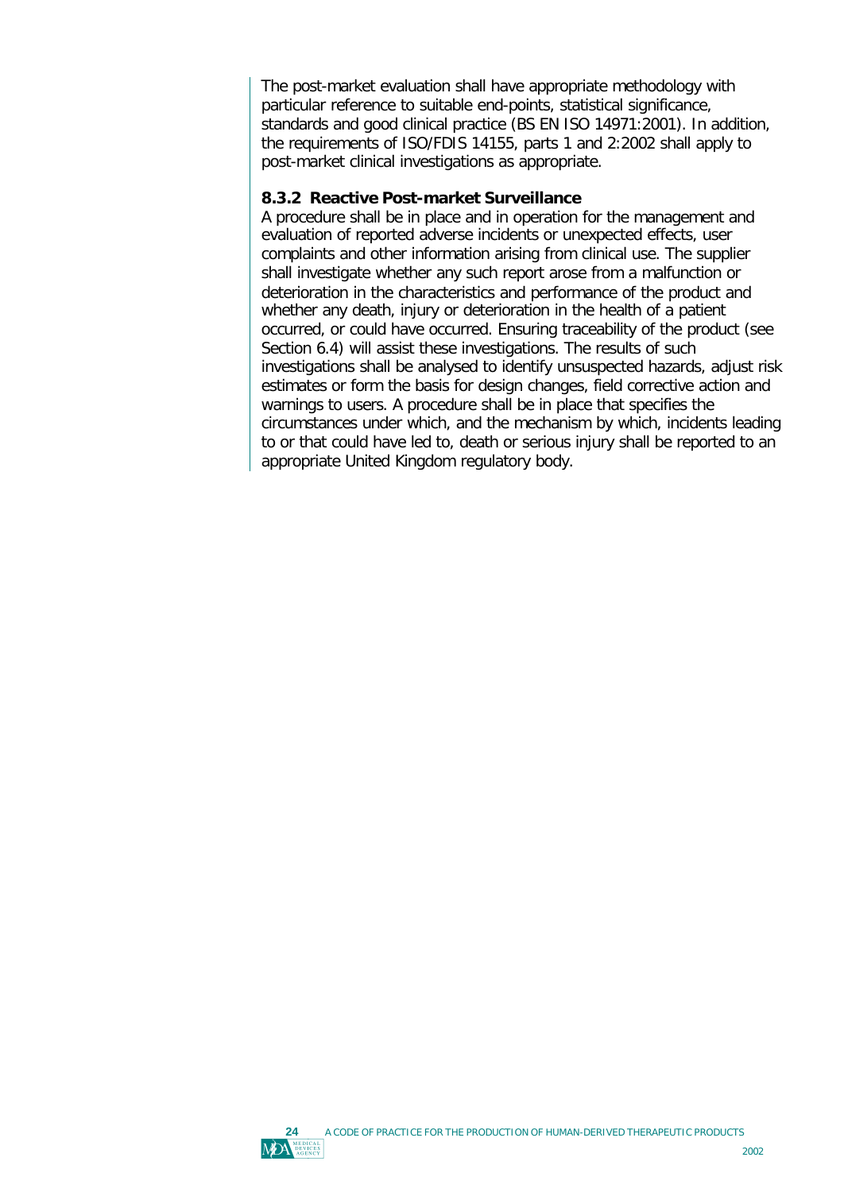The post-market evaluation shall have appropriate methodology with particular reference to suitable end-points, statistical significance, standards and good clinical practice (BS EN ISO 14971:2001). In addition, the requirements of ISO/FDIS 14155, parts 1 and 2:2002 shall apply to post-market clinical investigations as appropriate.

### 8.3.2 Reactive Post-market Surveillance

A procedure shall be in place and in operation for the management and evaluation of reported adverse incidents or unexpected effects, user complaints and other information arising from clinical use. The supplier shall investigate whether any such report arose from a malfunction or deterioration in the characteristics and performance of the product and whether any death, injury or deterioration in the health of a patient occurred, or could have occurred. Ensuring traceability of the product (see Section 6.4) will assist these investigations. The results of such investigations shall be analysed to identify unsuspected hazards, adjust risk estimates or form the basis for design changes, field corrective action and warnings to users. A procedure shall be in place that specifies the circumstances under which, and the mechanism by which, incidents leading to or that could have led to, death or serious injury shall be reported to an appropriate United Kingdom regulatory body.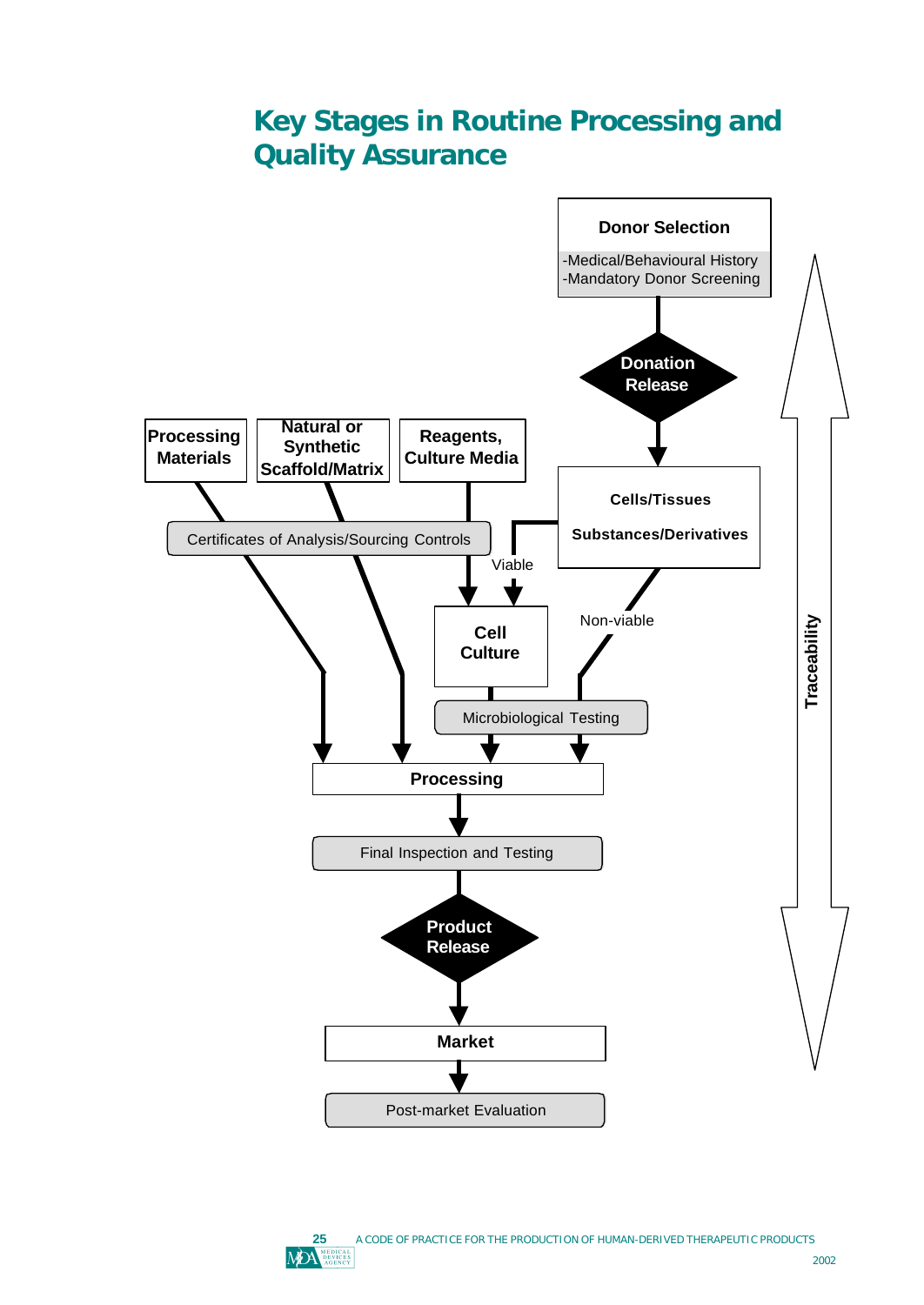# Key Stages in Routine Processing and Quality Assurance

**Donor Selection**

- Medical/Behavioural History
- Mandatory Donor Screening

**Donation Release**

**Cells/Tissues**

**Substances/Derivatives**

**Processing Materials**

**Natural or Synthetic Scaffold/Matrix**

**Reagents, Culture Media**

Certificates of Analysis/Sourcing Controls

Viable

**Cell Culture**

Non-viable

Microbiological Testing

**Processing**

Final Inspection and Testing

**Product Release**

**Market**

Post-market Evaluation

**Traceability**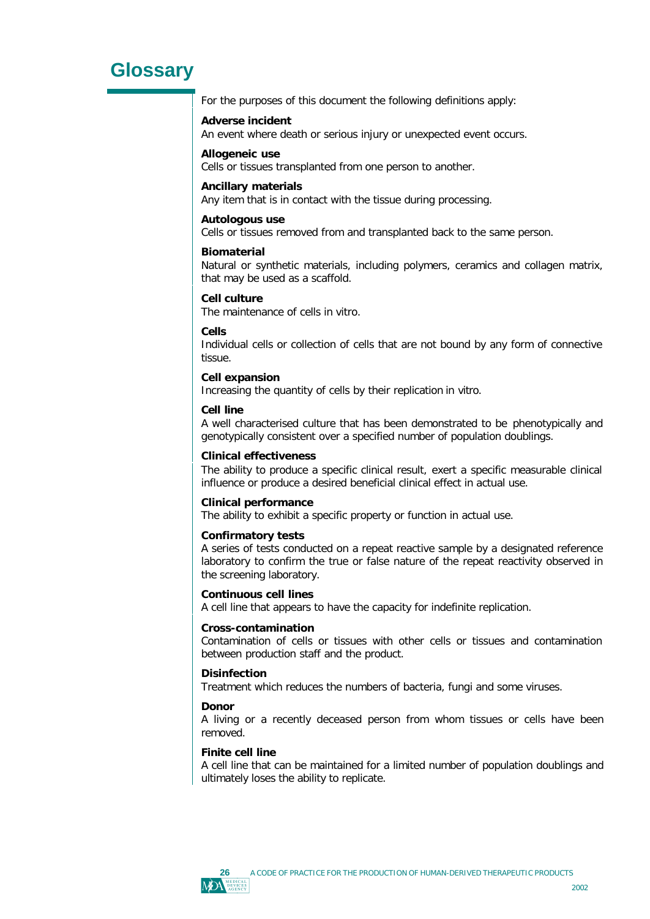# Glossary

For the purposes of this document the following definitions apply:

**Adverse incident**
An event where death or serious injury or unexpected event occurs.

**Allogeneic use**
Cells or tissues transplanted from one person to another.

**Ancillary materials**
Any item that is in contact with the tissue during processing.

**Autologous use**
Cells or tissues removed from and transplanted back to the same person.

**Biomaterial**
Natural or synthetic materials, including polymers, ceramics and collagen matrix, that may be used as a scaffold.

**Cell culture**
The maintenance of cells in vitro.

**Cells**
Individual cells or collection of cells that are not bound by any form of connective tissue.

**Cell expansion**
Increasing the quantity of cells by their replication in vitro.

**Cell line**
A well characterised culture that has been demonstrated to be phenotypically and genotypically consistent over a specified number of population doublings.

**Clinical effectiveness**
The ability to produce a specific clinical result, exert a specific measurable clinical influence or produce a desired beneficial clinical effect in actual use.

**Clinical performance**
The ability to exhibit a specific property or function in actual use.

**Confirmatory tests**
A series of tests conducted on a repeat reactive sample by a designated reference laboratory to confirm the true or false nature of the repeat reactivity observed in the screening laboratory.

**Continuous cell lines**
A cell line that appears to have the capacity for indefinite replication.

**Cross-contamination**
Contamination of cells or tissues with other cells or tissues and contamination between production staff and the product.

**Disinfection**
Treatment which reduces the numbers of bacteria, fungi and some viruses.

**Donor**
A living or a recently deceased person from whom tissues or cells have been removed.

**Finite cell line**
A cell line that can be maintained for a limited number of population doublings and ultimately loses the ability to replicate.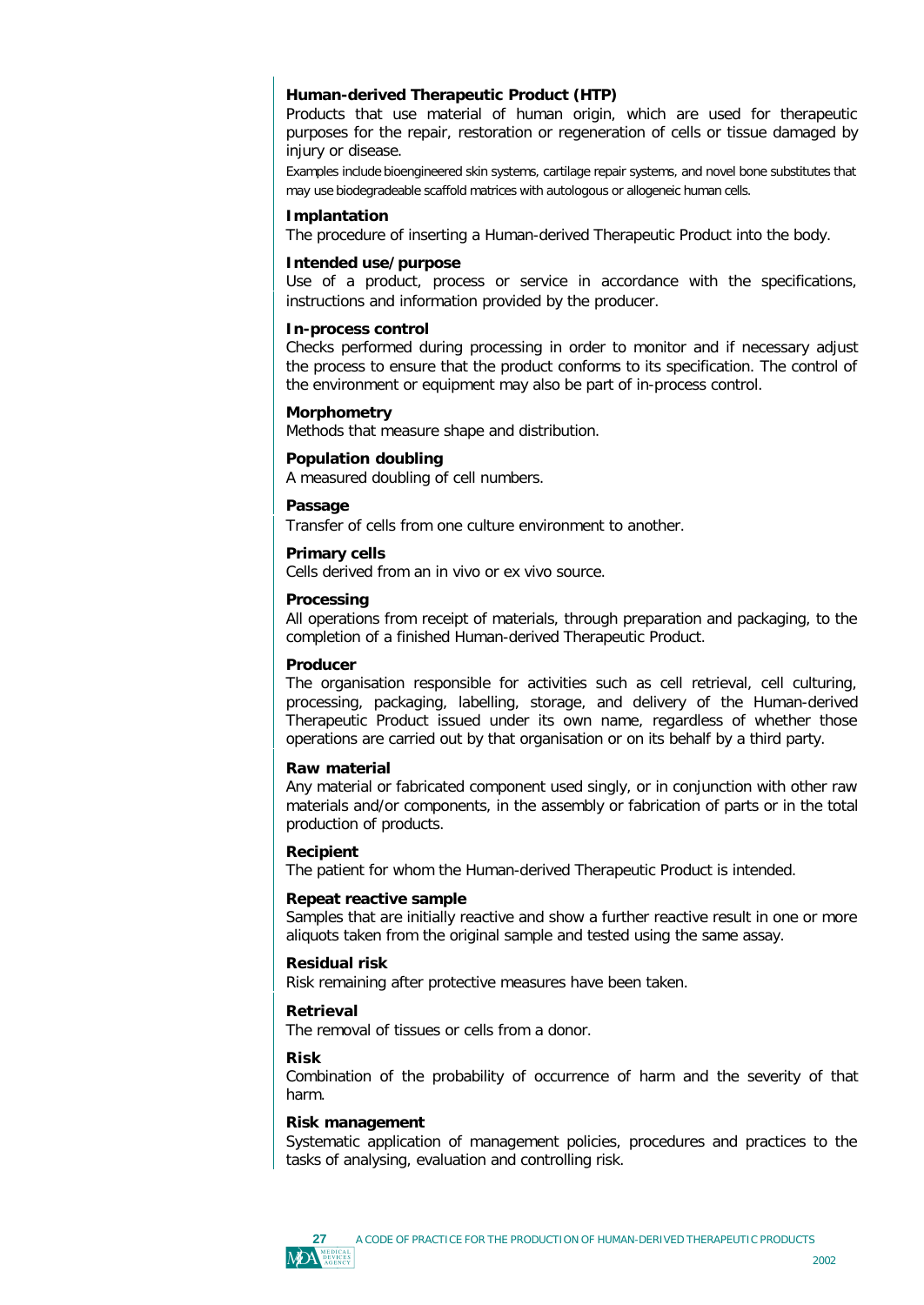**Human-derived Therapeutic Product (HTP)**
Products that use material of human origin, which are used for therapeutic purposes for the repair, restoration or regeneration of cells or tissue damaged by injury or disease.

Examples include bioengineered skin systems, cartilage repair systems, and novel bone substitutes that may use biodegradeable scaffold matrices with autologous or allogeneic human cells.

**Implantation**
The procedure of inserting a Human-derived Therapeutic Product into the body.

**Intended use/purpose**
Use of a product, process or service in accordance with the specifications, instructions and information provided by the producer.

**In-process control**
Checks performed during processing in order to monitor and if necessary adjust the process to ensure that the product conforms to its specification. The control of the environment or equipment may also be part of in-process control.

**Morphometry**
Methods that measure shape and distribution.

**Population doubling**
A measured doubling of cell numbers.

**Passage**
Transfer of cells from one culture environment to another.

**Primary cells**
Cells derived from an in vivo or ex vivo source.

**Processing**
All operations from receipt of materials, through preparation and packaging, to the completion of a finished Human-derived Therapeutic Product.

**Producer**
The organisation responsible for activities such as cell retrieval, cell culturing, processing, packaging, labelling, storage, and delivery of the Human-derived Therapeutic Product issued under its own name, regardless of whether those operations are carried out by that organisation or on its behalf by a third party.

**Raw material**
Any material or fabricated component used singly, or in conjunction with other raw materials and/or components, in the assembly or fabrication of parts or in the total production of products.

**Recipient**
The patient for whom the Human-derived Therapeutic Product is intended.

**Repeat reactive sample**
Samples that are initially reactive and show a further reactive result in one or more aliquots taken from the original sample and tested using the same assay.

**Residual risk**
Risk remaining after protective measures have been taken.

**Retrieval**
The removal of tissues or cells from a donor.

**Risk**
Combination of the probability of occurrence of harm and the severity of that harm.

**Risk management**
Systematic application of management policies, procedures and practices to the tasks of analysing, evaluation and controlling risk.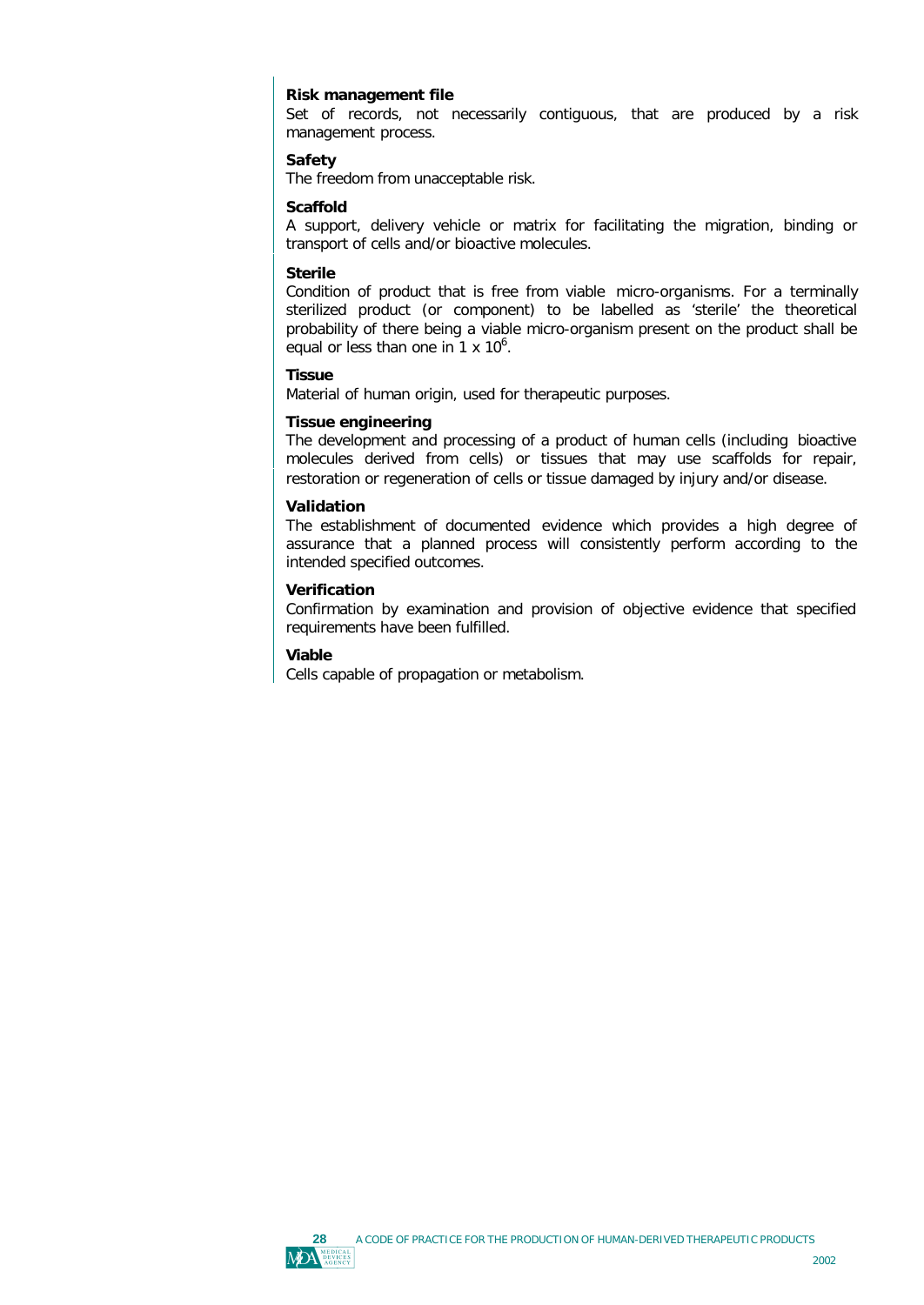**Risk management file**
Set of records, not necessarily contiguous, that are produced by a risk management process.

**Safety**
The freedom from unacceptable risk.

**Scaffold**
A support, delivery vehicle or matrix for facilitating the migration, binding or transport of cells and/or bioactive molecules.

**Sterile**
Condition of product that is free from viable micro-organisms. For a terminally sterilized product (or component) to be labelled as 'sterile' the theoretical probability of there being a viable micro-organism present on the product shall be equal or less than one in $1 \times 10^6$.

**Tissue**
Material of human origin, used for therapeutic purposes.

**Tissue engineering**
The development and processing of a product of human cells (including bioactive molecules derived from cells) or tissues that may use scaffolds for repair, restoration or regeneration of cells or tissue damaged by injury and/or disease.

**Validation**
The establishment of documented evidence which provides a high degree of assurance that a planned process will consistently perform according to the intended specified outcomes.

**Verification**
Confirmation by examination and provision of objective evidence that specified requirements have been fulfilled.

**Viable**
Cells capable of propagation or metabolism.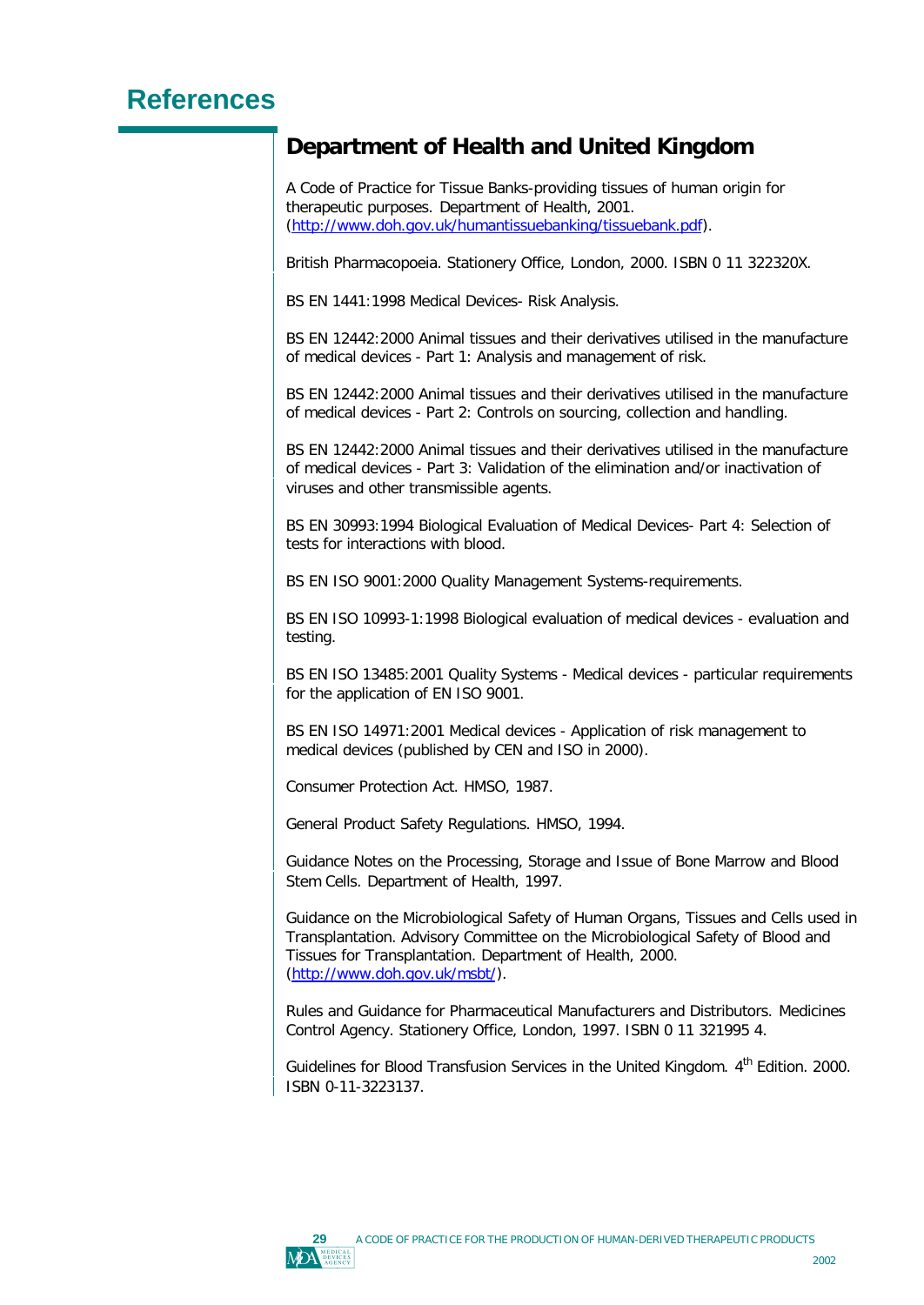# References

## Department of Health and United Kingdom

A Code of Practice for Tissue Banks-providing tissues of human origin for therapeutic purposes. Department of Health, 2001. (http://www.doh.gov.uk/humantissuebanking/tissuebank.pdf).

British Pharmacopoeia. Stationery Office, London, 2000. ISBN 0 11 322320X.

BS EN 1441:1998 Medical Devices- Risk Analysis.

BS EN 12442:2000 Animal tissues and their derivatives utilised in the manufacture of medical devices - Part 1: Analysis and management of risk.

BS EN 12442:2000 Animal tissues and their derivatives utilised in the manufacture of medical devices - Part 2: Controls on sourcing, collection and handling.

BS EN 12442:2000 Animal tissues and their derivatives utilised in the manufacture of medical devices - Part 3: Validation of the elimination and/or inactivation of viruses and other transmissible agents.

BS EN 30993:1994 Biological Evaluation of Medical Devices- Part 4: Selection of tests for interactions with blood.

BS EN ISO 9001:2000 Quality Management Systems-requirements.

BS EN ISO 10993-1:1998 Biological evaluation of medical devices - evaluation and testing.

BS EN ISO 13485:2001 Quality Systems - Medical devices - particular requirements for the application of EN ISO 9001.

BS EN ISO 14971:2001 Medical devices - Application of risk management to medical devices (published by CEN and ISO in 2000).

Consumer Protection Act. HMSO, 1987.

General Product Safety Regulations. HMSO, 1994.

Guidance Notes on the Processing, Storage and Issue of Bone Marrow and Blood Stem Cells. Department of Health, 1997.

Guidance on the Microbiological Safety of Human Organs, Tissues and Cells used in Transplantation. Advisory Committee on the Microbiological Safety of Blood and Tissues for Transplantation. Department of Health, 2000. (http://www.doh.gov.uk/msbt/).

Rules and Guidance for Pharmaceutical Manufacturers and Distributors. Medicines Control Agency. Stationery Office, London, 1997. ISBN 0 11 321995 4.

Guidelines for Blood Transfusion Services in the United Kingdom. 4th Edition. 2000. ISBN 0-11-3223137.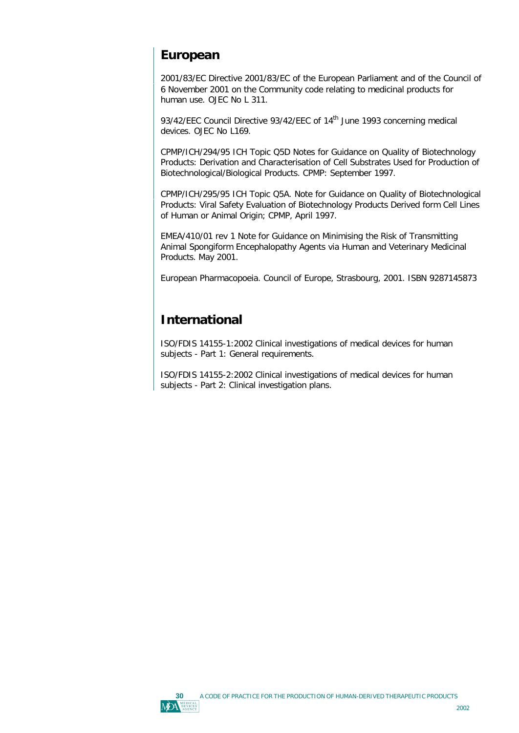## European

2001/83/EC Directive 2001/83/EC of the European Parliament and of the Council of 6 November 2001 on the Community code relating to medicinal products for human use. OJEC No L 311.

93/42/EEC Council Directive 93/42/EEC of 14th June 1993 concerning medical devices. OJEC No L169.

CPMP/ICH/294/95 ICH Topic Q5D Notes for Guidance on Quality of Biotechnology Products: Derivation and Characterisation of Cell Substrates Used for Production of Biotechnological/Biological Products. CPMP: September 1997.

CPMP/ICH/295/95 ICH Topic Q5A. Note for Guidance on Quality of Biotechnological Products: Viral Safety Evaluation of Biotechnology Products Derived form Cell Lines of Human or Animal Origin; CPMP, April 1997.

EMEA/410/01 rev 1 Note for Guidance on Minimising the Risk of Transmitting Animal Spongiform Encephalopathy Agents via Human and Veterinary Medicinal Products. May 2001.

European Pharmacopoeia. Council of Europe, Strasbourg, 2001. ISBN 9287145873

## International

ISO/FDIS 14155-1:2002 Clinical investigations of medical devices for human subjects - Part 1: General requirements.

ISO/FDIS 14155-2:2002 Clinical investigations of medical devices for human subjects - Part 2: Clinical investigation plans.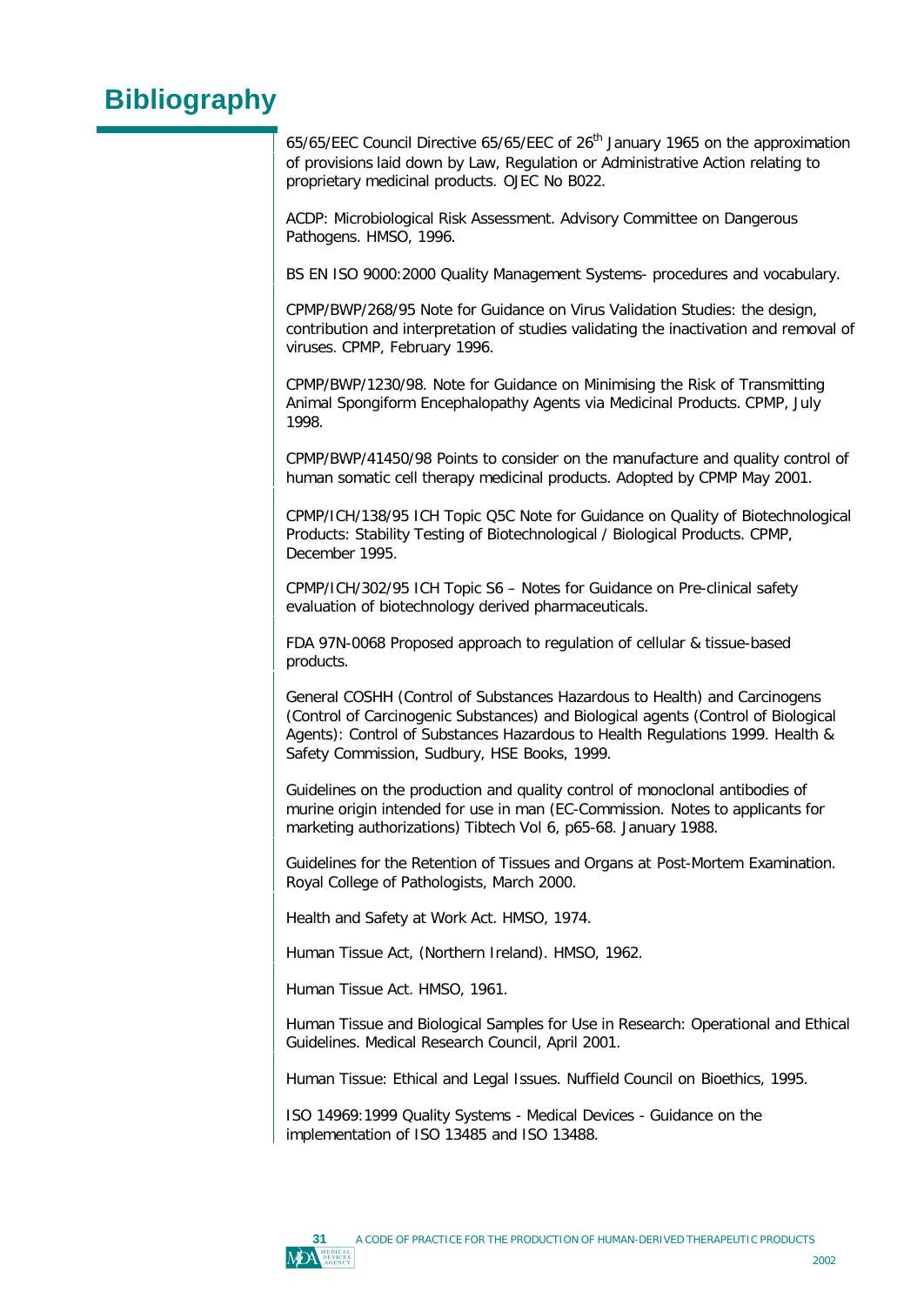# Bibliography

65/65/EEC Council Directive 65/65/EEC of 26th January 1965 on the approximation of provisions laid down by Law, Regulation or Administrative Action relating to proprietary medicinal products. OJEC No B022.

ACDP: Microbiological Risk Assessment. Advisory Committee on Dangerous Pathogens. HMSO, 1996.

BS EN ISO 9000:2000 Quality Management Systems- procedures and vocabulary.

CPMP/BWP/268/95 Note for Guidance on Virus Validation Studies: the design, contribution and interpretation of studies validating the inactivation and removal of viruses. CPMP, February 1996.

CPMP/BWP/1230/98. Note for Guidance on Minimising the Risk of Transmitting Animal Spongiform Encephalopathy Agents via Medicinal Products. CPMP, July 1998.

CPMP/BWP/41450/98 Points to consider on the manufacture and quality control of human somatic cell therapy medicinal products. Adopted by CPMP May 2001.

CPMP/ICH/138/95 ICH Topic Q5C Note for Guidance on Quality of Biotechnological Products: Stability Testing of Biotechnological / Biological Products. CPMP, December 1995.

CPMP/ICH/302/95 ICH Topic S6 – Notes for Guidance on Pre-clinical safety evaluation of biotechnology derived pharmaceuticals.

FDA 97N-0068 Proposed approach to regulation of cellular & tissue-based products.

General COSHH (Control of Substances Hazardous to Health) and Carcinogens (Control of Carcinogenic Substances) and Biological agents (Control of Biological Agents): Control of Substances Hazardous to Health Regulations 1999. Health & Safety Commission, Sudbury, HSE Books, 1999.

Guidelines on the production and quality control of monoclonal antibodies of murine origin intended for use in man (EC-Commission. Notes to applicants for marketing authorizations) Tibtech Vol 6, p65-68. January 1988.

Guidelines for the Retention of Tissues and Organs at Post-Mortem Examination. Royal College of Pathologists, March 2000.

Health and Safety at Work Act. HMSO, 1974.

Human Tissue Act, (Northern Ireland). HMSO, 1962.

Human Tissue Act. HMSO, 1961.

Human Tissue and Biological Samples for Use in Research: Operational and Ethical Guidelines. Medical Research Council, April 2001.

Human Tissue: Ethical and Legal Issues. Nuffield Council on Bioethics, 1995.

ISO 14969:1999 Quality Systems - Medical Devices - Guidance on the implementation of ISO 13485 and ISO 13488.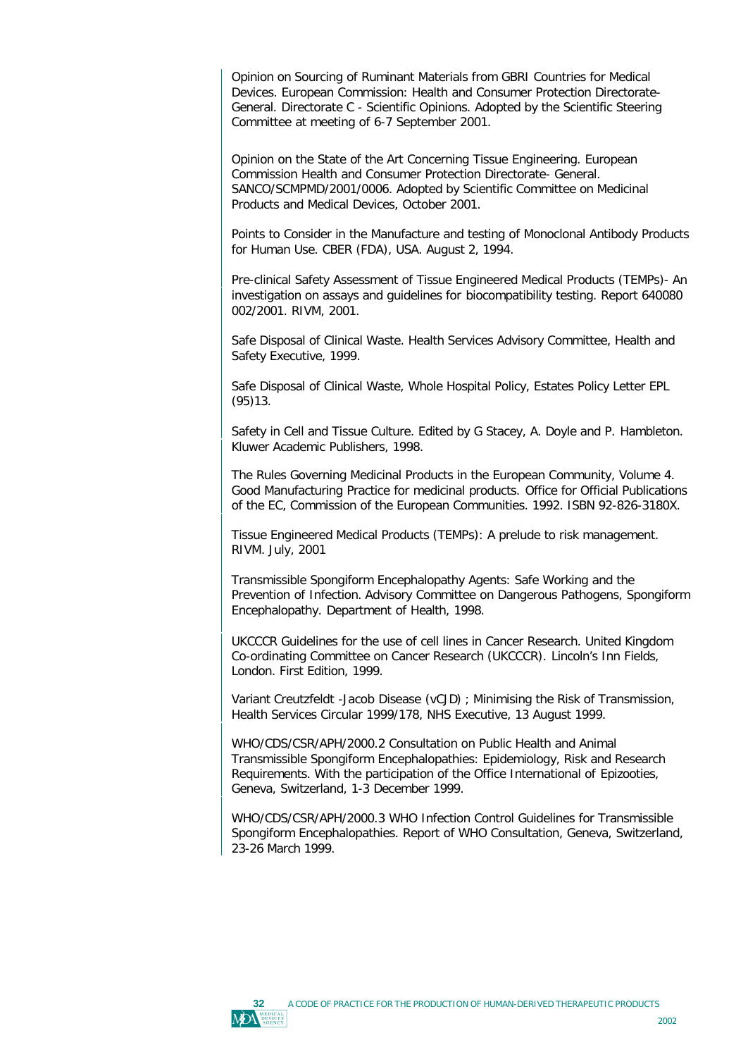Opinion on Sourcing of Ruminant Materials from GBRI Countries for Medical Devices. European Commission: Health and Consumer Protection Directorate-General. Directorate C - Scientific Opinions. Adopted by the Scientific Steering Committee at meeting of 6-7 September 2001.

Opinion on the State of the Art Concerning Tissue Engineering. European Commission Health and Consumer Protection Directorate- General. SANCO/SCMPMD/2001/0006. Adopted by Scientific Committee on Medicinal Products and Medical Devices, October 2001.

Points to Consider in the Manufacture and testing of Monoclonal Antibody Products for Human Use. CBER (FDA), USA. August 2, 1994.

Pre-clinical Safety Assessment of Tissue Engineered Medical Products (TEMPs)- An investigation on assays and guidelines for biocompatibility testing. Report 640080 002/2001. RIVM, 2001.

Safe Disposal of Clinical Waste. Health Services Advisory Committee, Health and Safety Executive, 1999.

Safe Disposal of Clinical Waste, Whole Hospital Policy, Estates Policy Letter EPL (95)13.

Safety in Cell and Tissue Culture. Edited by G Stacey, A. Doyle and P. Hambleton. Kluwer Academic Publishers, 1998.

The Rules Governing Medicinal Products in the European Community, Volume 4. Good Manufacturing Practice for medicinal products. Office for Official Publications of the EC, Commission of the European Communities. 1992. ISBN 92-826-3180X.

Tissue Engineered Medical Products (TEMPs): A prelude to risk management. RIVM. July, 2001

Transmissible Spongiform Encephalopathy Agents: Safe Working and the Prevention of Infection. Advisory Committee on Dangerous Pathogens, Spongiform Encephalopathy. Department of Health, 1998.

UKCCCR Guidelines for the use of cell lines in Cancer Research. United Kingdom Co-ordinating Committee on Cancer Research (UKCCCR). Lincoln's Inn Fields, London. First Edition, 1999.

Variant Creutzfeldt -Jacob Disease (vCJD) ; Minimising the Risk of Transmission, Health Services Circular 1999/178, NHS Executive, 13 August 1999.

WHO/CDS/CSR/APH/2000.2 Consultation on Public Health and Animal Transmissible Spongiform Encephalopathies: Epidemiology, Risk and Research Requirements. With the participation of the Office International of Epizooties, Geneva, Switzerland, 1-3 December 1999.

WHO/CDS/CSR/APH/2000.3 WHO Infection Control Guidelines for Transmissible Spongiform Encephalopathies. Report of WHO Consultation, Geneva, Switzerland, 23-26 March 1999.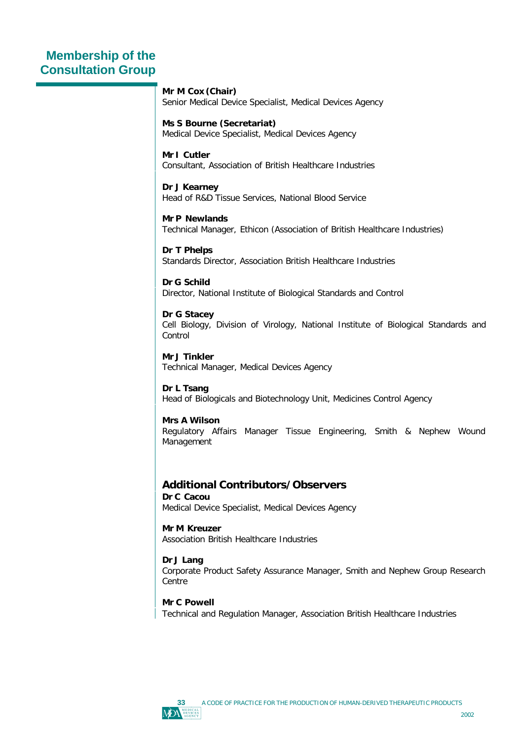## Membership of the Consultation Group

**Mr M Cox (Chair)**
Senior Medical Device Specialist, Medical Devices Agency

**Ms S Bourne (Secretariat)**
Medical Device Specialist, Medical Devices Agency

**Mr I Cutler**
Consultant, Association of British Healthcare Industries

**Dr J Kearney**
Head of R&D Tissue Services, National Blood Service

**Mr P Newlands**
Technical Manager, Ethicon (Association of British Healthcare Industries)

**Dr T Phelps**
Standards Director, Association British Healthcare Industries

**Dr G Schild**
Director, National Institute of Biological Standards and Control

**Dr G Stacey**
Cell Biology, Division of Virology, National Institute of Biological Standards and Control

**Mr J Tinkler**
Technical Manager, Medical Devices Agency

**Dr L Tsang**
Head of Biologicals and Biotechnology Unit, Medicines Control Agency

**Mrs A Wilson**
Regulatory Affairs Manager Tissue Engineering, Smith & Nephew Wound Management

### Additional Contributors/Observers

**Dr C Cacou**
Medical Device Specialist, Medical Devices Agency

**Mr M Kreuzer**
Association British Healthcare Industries

**Dr J Lang**
Corporate Product Safety Assurance Manager, Smith and Nephew Group Research Centre

**Mr C Powell**
Technical and Regulation Manager, Association British Healthcare Industries